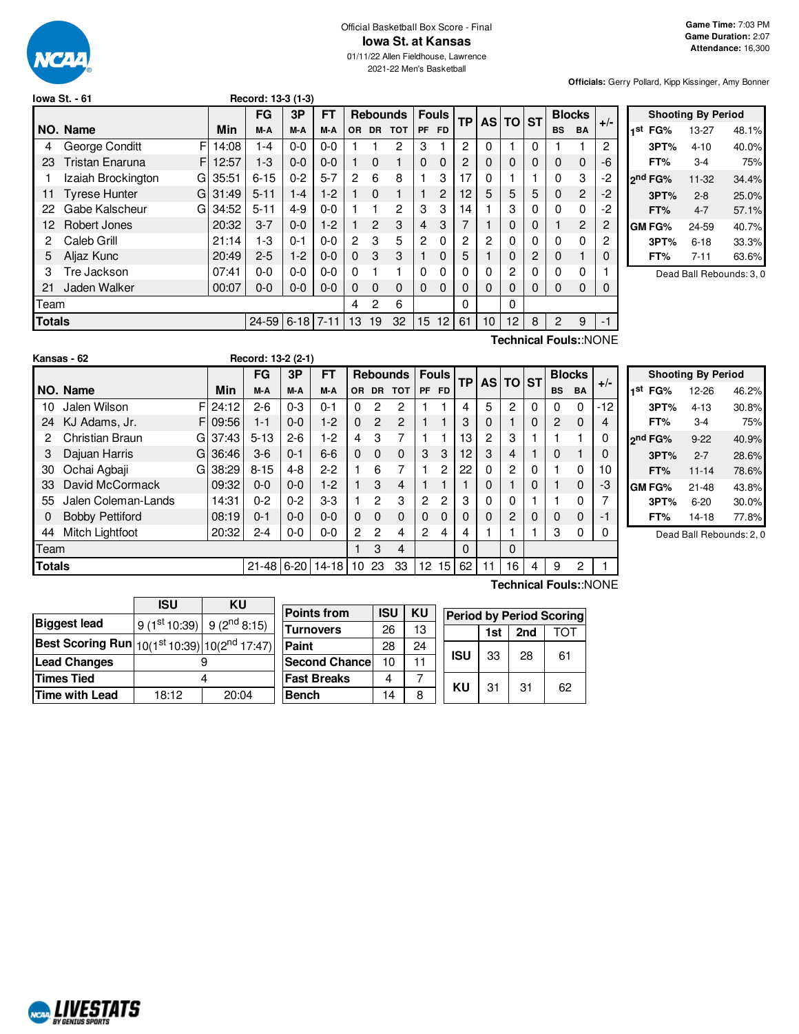Official Basketball Box Score - Final

# Iowa St. at Kansas

01/11/22 Allen Fieldhouse, Lawrence

2021-22 Men's Basketball

**Game Time:** 7:03 PM
**Game Duration:** 2:07
**Attendance:** 16,300

**Officials:** Gerry Pollard, Kipp Kissinger, Amy Bonner

**Iowa St. - 61** Record: 13-3 (1-3)

| NO. | Name | | Min | FG M-A | 3P M-A | FT M-A | OR | DR | TOT | PF | FD | TP | AS | TO | ST | BS | BA | +/- |
|---|---|---|---|---|---|---|---|---|---|---|---|---|---|---|---|---|---|---|
| 4 | George Conditt | F | 14:08 | 1-4 | 0-0 | 0-0 | 1 | 1 | 2 | 3 | 1 | 2 | 0 | 1 | 0 | 1 | 1 | 2 |
| 23 | Tristan Enaruna | F | 12:57 | 1-3 | 0-0 | 0-0 | 1 | 0 | 1 | 0 | 0 | 2 | 0 | 0 | 0 | 0 | 0 | -6 |
| 1 | Izaiah Brockington | G | 35:51 | 6-15 | 0-2 | 5-7 | 2 | 6 | 8 | 1 | 3 | 17 | 0 | 1 | 1 | 0 | 3 | -2 |
| 11 | Tyrese Hunter | G | 31:49 | 5-11 | 1-4 | 1-2 | 1 | 0 | 1 | 1 | 2 | 12 | 5 | 5 | 5 | 0 | 2 | -2 |
| 22 | Gabe Kalscheur | G | 34:52 | 5-11 | 4-9 | 0-0 | 1 | 1 | 2 | 3 | 3 | 14 | 1 | 3 | 0 | 0 | 0 | -2 |
| 12 | Robert Jones | | 20:32 | 3-7 | 0-0 | 1-2 | 1 | 2 | 3 | 4 | 3 | 7 | 1 | 0 | 0 | 1 | 2 | 2 |
| 2 | Caleb Grill | | 21:14 | 1-3 | 0-1 | 0-0 | 2 | 3 | 5 | 2 | 0 | 2 | 2 | 0 | 0 | 0 | 0 | 2 |
| 5 | Aljaz Kunc | | 20:49 | 2-5 | 1-2 | 0-0 | 0 | 3 | 3 | 1 | 0 | 5 | 1 | 0 | 2 | 0 | 1 | 0 |
| 3 | Tre Jackson | | 07:41 | 0-0 | 0-0 | 0-0 | 0 | 1 | 1 | 0 | 0 | 0 | 0 | 2 | 0 | 0 | 0 | 1 |
| 21 | Jaden Walker | | 00:07 | 0-0 | 0-0 | 0-0 | 0 | 0 | 0 | 0 | 0 | 0 | 0 | 0 | 0 | 0 | 0 | 0 |
| | Team | | | | | | 4 | 2 | 6 | | | 0 | | 0 | | | | |
| | **Totals** | | | 24-59 | 6-18 | 7-11 | 13 | 19 | 32 | 15 | 12 | 61 | 10 | 12 | 8 | 2 | 9 | -1 |

**Technical Fouls:**:NONE

| Shooting By Period | | |
|---|---|---|
| 1st FG% | 13-27 | 48.1% |
| 3PT% | 4-10 | 40.0% |
| FT% | 3-4 | 75% |
| 2nd FG% | 11-32 | 34.4% |
| 3PT% | 2-8 | 25.0% |
| FT% | 4-7 | 57.1% |
| GM FG% | 24-59 | 40.7% |
| 3PT% | 6-18 | 33.3% |
| FT% | 7-11 | 63.6% |

Dead Ball Rebounds: 3, 0

**Kansas - 62** Record: 13-2 (2-1)

| NO. | Name | | Min | FG M-A | 3P M-A | FT M-A | OR | DR | TOT | PF | FD | TP | AS | TO | ST | BS | BA | +/- |
|---|---|---|---|---|---|---|---|---|---|---|---|---|---|---|---|---|---|---|
| 10 | Jalen Wilson | F | 24:12 | 2-6 | 0-3 | 0-1 | 0 | 2 | 2 | 1 | 1 | 4 | 5 | 2 | 0 | 0 | 0 | -12 |
| 24 | KJ Adams, Jr. | F | 09:56 | 1-1 | 0-0 | 1-2 | 0 | 2 | 2 | 1 | 1 | 3 | 0 | 1 | 0 | 2 | 0 | 4 |
| 2 | Christian Braun | G | 37:43 | 5-13 | 2-6 | 1-2 | 4 | 3 | 7 | 1 | 1 | 13 | 2 | 3 | 1 | 1 | 1 | 0 |
| 3 | Dajuan Harris | G | 36:46 | 3-6 | 0-1 | 6-6 | 0 | 0 | 0 | 3 | 3 | 12 | 3 | 4 | 1 | 0 | 1 | 0 |
| 30 | Ochai Agbaji | G | 38:29 | 8-15 | 4-8 | 2-2 | 1 | 6 | 7 | 1 | 2 | 22 | 0 | 2 | 0 | 1 | 0 | 10 |
| 33 | David McCormack | | 09:32 | 0-0 | 0-0 | 1-2 | 1 | 3 | 4 | 1 | 1 | 1 | 0 | 1 | 0 | 1 | 0 | -3 |
| 55 | Jalen Coleman-Lands | | 14:31 | 0-2 | 0-2 | 3-3 | 1 | 2 | 3 | 2 | 2 | 3 | 0 | 0 | 1 | 1 | 0 | 7 |
| 0 | Bobby Pettiford | | 08:19 | 0-1 | 0-0 | 0-0 | 0 | 0 | 0 | 0 | 0 | 0 | 0 | 2 | 0 | 0 | 0 | -1 |
| 44 | Mitch Lightfoot | | 20:32 | 2-4 | 0-0 | 0-0 | 2 | 2 | 4 | 2 | 4 | 4 | 1 | 1 | 1 | 3 | 0 | 0 |
| | Team | | | | | | 1 | 3 | 4 | | | 0 | | 0 | | | | |
| | **Totals** | | | 21-48 | 6-20 | 14-18 | 10 | 23 | 33 | 12 | 15 | 62 | 11 | 16 | 4 | 9 | 2 | 1 |

**Technical Fouls:**:NONE

| Shooting By Period | | |
|---|---|---|
| 1st FG% | 12-26 | 46.2% |
| 3PT% | 4-13 | 30.8% |
| FT% | 3-4 | 75% |
| 2nd FG% | 9-22 | 40.9% |
| 3PT% | 2-7 | 28.6% |
| FT% | 11-14 | 78.6% |
| GM FG% | 21-48 | 43.8% |
| 3PT% | 6-20 | 30.0% |
| FT% | 14-18 | 77.8% |

Dead Ball Rebounds: 2, 0

| | ISU | KU |
|---|---|---|
| Biggest lead | 9 (1st 10:39) | 9 (2nd 8:15) |
| Best Scoring Run | 10(1st 10:39) | 10(2nd 17:47) |
| Lead Changes | 9 | |
| Times Tied | 4 | |
| Time with Lead | 18:12 | 20:04 |

| Points from | ISU | KU |
|---|---|---|
| Turnovers | 26 | 13 |
| Paint | 28 | 24 |
| Second Chance | 10 | 11 |
| Fast Breaks | 4 | 7 |
| Bench | 14 | 8 |

| Period by Period Scoring | 1st | 2nd | TOT |
|---|---|---|---|
| ISU | 33 | 28 | 61 |
| KU | 31 | 31 | 62 |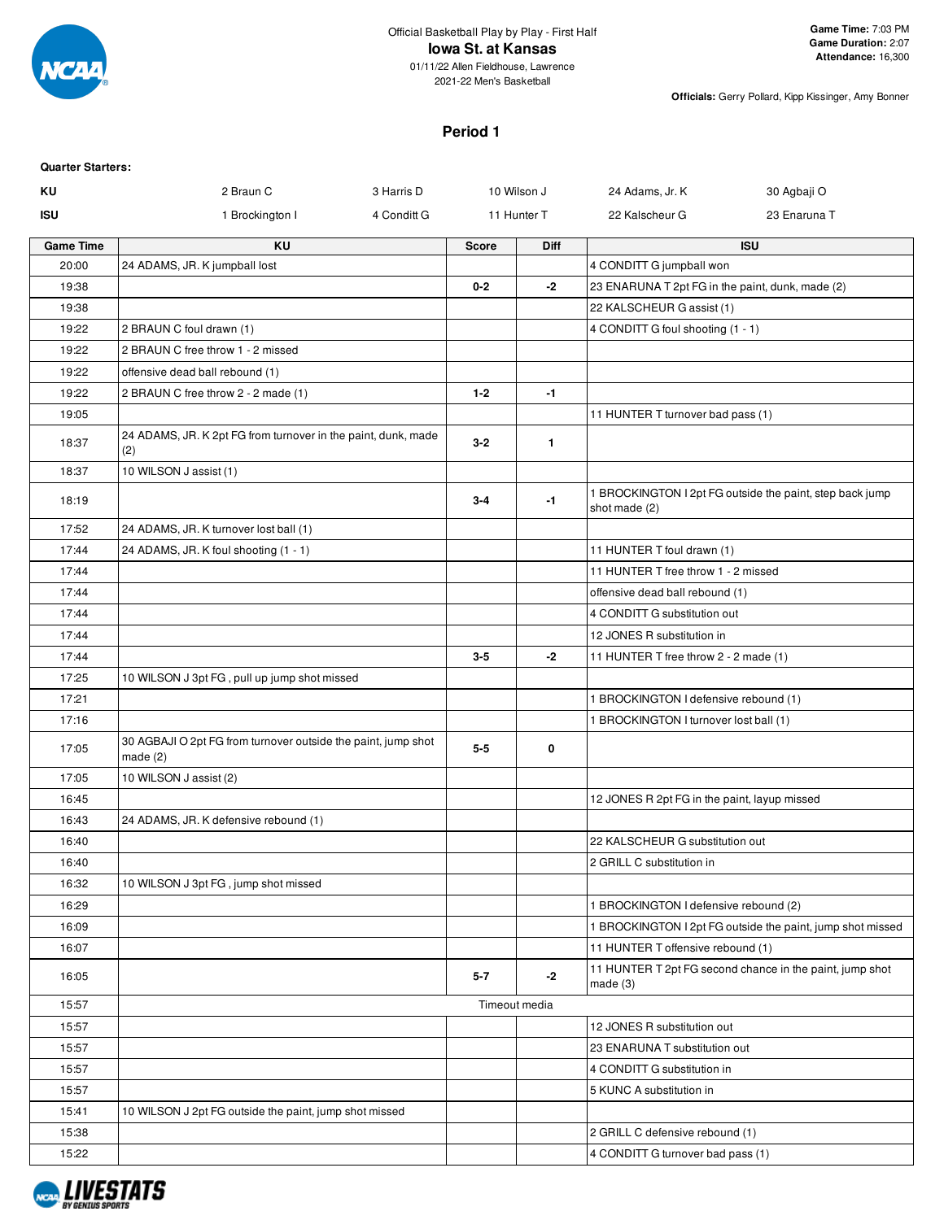Official Basketball Play by Play - First Half

**Iowa St. at Kansas**

01/11/22 Allen Fieldhouse, Lawrence

2021-22 Men's Basketball

**Game Time:** 7:03 PM
**Game Duration:** 2:07
**Attendance:** 16,300

**Officials:** Gerry Pollard, Kipp Kissinger, Amy Bonner

## Period 1

**Quarter Starters:**

| | | | | | |
|---|---|---|---|---|---|
| KU | 2 Braun C | 3 Harris D | 10 Wilson J | 24 Adams, Jr. K | 30 Agbaji O |
| ISU | 1 Brockington I | 4 Conditt G | 11 Hunter T | 22 Kalscheur G | 23 Enaruna T |

| Game Time | KU | Score | Diff | ISU |
|---|---|---|---|---|
| 20:00 | 24 ADAMS, JR. K jumpball lost | | | 4 CONDITT G jumpball won |
| 19:38 | | 0-2 | -2 | 23 ENARUNA T 2pt FG in the paint, dunk, made (2) |
| 19:38 | | | | 22 KALSCHEUR G assist (1) |
| 19:22 | 2 BRAUN C foul drawn (1) | | | 4 CONDITT G foul shooting (1 - 1) |
| 19:22 | 2 BRAUN C free throw 1 - 2 missed | | | |
| 19:22 | offensive dead ball rebound (1) | | | |
| 19:22 | 2 BRAUN C free throw 2 - 2 made (1) | 1-2 | -1 | |
| 19:05 | | | | 11 HUNTER T turnover bad pass (1) |
| 18:37 | 24 ADAMS, JR. K 2pt FG from turnover in the paint, dunk, made (2) | 3-2 | 1 | |
| 18:37 | 10 WILSON J assist (1) | | | |
| 18:19 | | 3-4 | -1 | 1 BROCKINGTON I 2pt FG outside the paint, step back jump shot made (2) |
| 17:52 | 24 ADAMS, JR. K turnover lost ball (1) | | | |
| 17:44 | 24 ADAMS, JR. K foul shooting (1 - 1) | | | 11 HUNTER T foul drawn (1) |
| 17:44 | | | | 11 HUNTER T free throw 1 - 2 missed |
| 17:44 | | | | offensive dead ball rebound (1) |
| 17:44 | | | | 4 CONDITT G substitution out |
| 17:44 | | | | 12 JONES R substitution in |
| 17:44 | | 3-5 | -2 | 11 HUNTER T free throw 2 - 2 made (1) |
| 17:25 | 10 WILSON J 3pt FG , pull up jump shot missed | | | |
| 17:21 | | | | 1 BROCKINGTON I defensive rebound (1) |
| 17:16 | | | | 1 BROCKINGTON I turnover lost ball (1) |
| 17:05 | 30 AGBAJI O 2pt FG from turnover outside the paint, jump shot made (2) | 5-5 | 0 | |
| 17:05 | 10 WILSON J assist (2) | | | |
| 16:45 | | | | 12 JONES R 2pt FG in the paint, layup missed |
| 16:43 | 24 ADAMS, JR. K defensive rebound (1) | | | |
| 16:40 | | | | 22 KALSCHEUR G substitution out |
| 16:40 | | | | 2 GRILL C substitution in |
| 16:32 | 10 WILSON J 3pt FG , jump shot missed | | | |
| 16:29 | | | | 1 BROCKINGTON I defensive rebound (2) |
| 16:09 | | | | 1 BROCKINGTON I 2pt FG outside the paint, jump shot missed |
| 16:07 | | | | 11 HUNTER T offensive rebound (1) |
| 16:05 | | 5-7 | -2 | 11 HUNTER T 2pt FG second chance in the paint, jump shot made (3) |
| 15:57 | Timeout media | | | |
| 15:57 | | | | 12 JONES R substitution out |
| 15:57 | | | | 23 ENARUNA T substitution out |
| 15:57 | | | | 4 CONDITT G substitution in |
| 15:57 | | | | 5 KUNC A substitution in |
| 15:41 | 10 WILSON J 2pt FG outside the paint, jump shot missed | | | |
| 15:38 | | | | 2 GRILL C defensive rebound (1) |
| 15:22 | | | | 4 CONDITT G turnover bad pass (1) |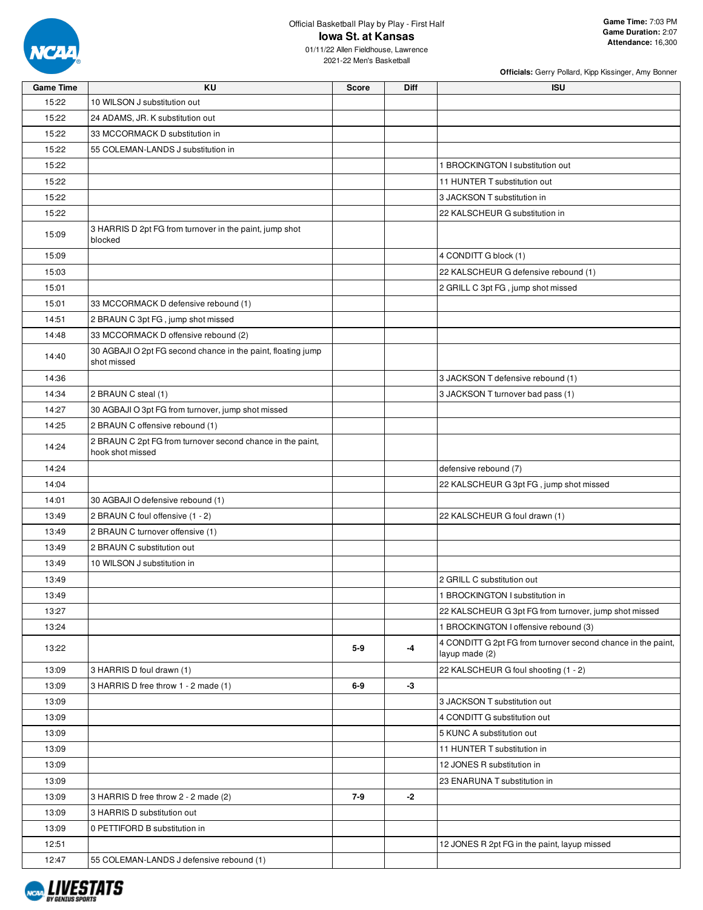Official Basketball Play by Play - First Half

# Iowa St. at Kansas

01/11/22 Allen Fieldhouse, Lawrence
2021-22 Men's Basketball

**Game Time:** 7:03 PM
**Game Duration:** 2:07
**Attendance:** 16,300

**Officials:** Gerry Pollard, Kipp Kissinger, Amy Bonner

| Game Time | KU | Score | Diff | ISU |
|---|---|---|---|---|
| 15:22 | 10 WILSON J substitution out | | | |
| 15:22 | 24 ADAMS, JR. K substitution out | | | |
| 15:22 | 33 MCCORMACK D substitution in | | | |
| 15:22 | 55 COLEMAN-LANDS J substitution in | | | |
| 15:22 | | | | 1 BROCKINGTON I substitution out |
| 15:22 | | | | 11 HUNTER T substitution out |
| 15:22 | | | | 3 JACKSON T substitution in |
| 15:22 | | | | 22 KALSCHEUR G substitution in |
| 15:09 | 3 HARRIS D 2pt FG from turnover in the paint, jump shot blocked | | | |
| 15:09 | | | | 4 CONDITT G block (1) |
| 15:03 | | | | 22 KALSCHEUR G defensive rebound (1) |
| 15:01 | | | | 2 GRILL C 3pt FG , jump shot missed |
| 15:01 | 33 MCCORMACK D defensive rebound (1) | | | |
| 14:51 | 2 BRAUN C 3pt FG , jump shot missed | | | |
| 14:48 | 33 MCCORMACK D offensive rebound (2) | | | |
| 14:40 | 30 AGBAJI O 2pt FG second chance in the paint, floating jump shot missed | | | |
| 14:36 | | | | 3 JACKSON T defensive rebound (1) |
| 14:34 | 2 BRAUN C steal (1) | | | 3 JACKSON T turnover bad pass (1) |
| 14:27 | 30 AGBAJI O 3pt FG from turnover, jump shot missed | | | |
| 14:25 | 2 BRAUN C offensive rebound (1) | | | |
| 14:24 | 2 BRAUN C 2pt FG from turnover second chance in the paint, hook shot missed | | | |
| 14:24 | | | | defensive rebound (7) |
| 14:04 | | | | 22 KALSCHEUR G 3pt FG , jump shot missed |
| 14:01 | 30 AGBAJI O defensive rebound (1) | | | |
| 13:49 | 2 BRAUN C foul offensive (1 - 2) | | | 22 KALSCHEUR G foul drawn (1) |
| 13:49 | 2 BRAUN C turnover offensive (1) | | | |
| 13:49 | 2 BRAUN C substitution out | | | |
| 13:49 | 10 WILSON J substitution in | | | |
| 13:49 | | | | 2 GRILL C substitution out |
| 13:49 | | | | 1 BROCKINGTON I substitution in |
| 13:27 | | | | 22 KALSCHEUR G 3pt FG from turnover, jump shot missed |
| 13:24 | | | | 1 BROCKINGTON I offensive rebound (3) |
| 13:22 | | 5-9 | -4 | 4 CONDITT G 2pt FG from turnover second chance in the paint, layup made (2) |
| 13:09 | 3 HARRIS D foul drawn (1) | | | 22 KALSCHEUR G foul shooting (1 - 2) |
| 13:09 | 3 HARRIS D free throw 1 - 2 made (1) | 6-9 | -3 | |
| 13:09 | | | | 3 JACKSON T substitution out |
| 13:09 | | | | 4 CONDITT G substitution out |
| 13:09 | | | | 5 KUNC A substitution out |
| 13:09 | | | | 11 HUNTER T substitution in |
| 13:09 | | | | 12 JONES R substitution in |
| 13:09 | | | | 23 ENARUNA T substitution in |
| 13:09 | 3 HARRIS D free throw 2 - 2 made (2) | 7-9 | -2 | |
| 13:09 | 3 HARRIS D substitution out | | | |
| 13:09 | 0 PETTIFORD B substitution in | | | |
| 12:51 | | | | 12 JONES R 2pt FG in the paint, layup missed |
| 12:47 | 55 COLEMAN-LANDS J defensive rebound (1) | | | |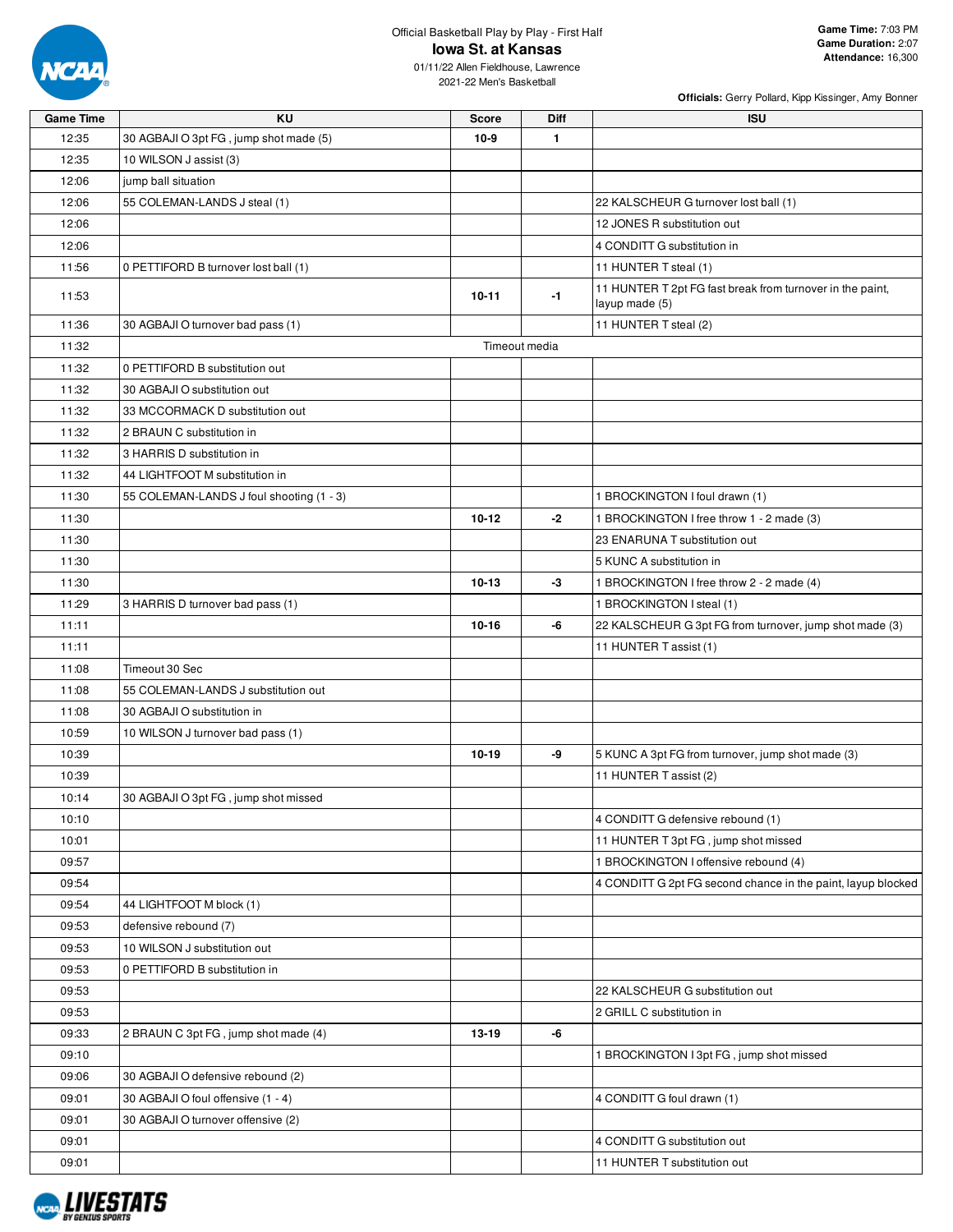Official Basketball Play by Play - First Half

# Iowa St. at Kansas

01/11/22 Allen Fieldhouse, Lawrence
2021-22 Men's Basketball

**Game Time:** 7:03 PM
**Game Duration:** 2:07
**Attendance:** 16,300

**Officials:** Gerry Pollard, Kipp Kissinger, Amy Bonner

| Game Time | KU | Score | Diff | ISU |
|---|---|---|---|---|
| 12:35 | 30 AGBAJI O 3pt FG , jump shot made (5) | 10-9 | 1 | |
| 12:35 | 10 WILSON J assist (3) | | | |
| 12:06 | jump ball situation | | | |
| 12:06 | 55 COLEMAN-LANDS J steal (1) | | | 22 KALSCHEUR G turnover lost ball (1) |
| 12:06 | | | | 12 JONES R substitution out |
| 12:06 | | | | 4 CONDITT G substitution in |
| 11:56 | 0 PETTIFORD B turnover lost ball (1) | | | 11 HUNTER T steal (1) |
| 11:53 | | 10-11 | -1 | 11 HUNTER T 2pt FG fast break from turnover in the paint, layup made (5) |
| 11:36 | 30 AGBAJI O turnover bad pass (1) | | | 11 HUNTER T steal (2) |
| 11:32 | Timeout media | | | |
| 11:32 | 0 PETTIFORD B substitution out | | | |
| 11:32 | 30 AGBAJI O substitution out | | | |
| 11:32 | 33 MCCORMACK D substitution out | | | |
| 11:32 | 2 BRAUN C substitution in | | | |
| 11:32 | 3 HARRIS D substitution in | | | |
| 11:32 | 44 LIGHTFOOT M substitution in | | | |
| 11:30 | 55 COLEMAN-LANDS J foul shooting (1 - 3) | | | 1 BROCKINGTON I foul drawn (1) |
| 11:30 | | 10-12 | -2 | 1 BROCKINGTON I free throw 1 - 2 made (3) |
| 11:30 | | | | 23 ENARUNA T substitution out |
| 11:30 | | | | 5 KUNC A substitution in |
| 11:30 | | 10-13 | -3 | 1 BROCKINGTON I free throw 2 - 2 made (4) |
| 11:29 | 3 HARRIS D turnover bad pass (1) | | | 1 BROCKINGTON I steal (1) |
| 11:11 | | 10-16 | -6 | 22 KALSCHEUR G 3pt FG from turnover, jump shot made (3) |
| 11:11 | | | | 11 HUNTER T assist (1) |
| 11:08 | Timeout 30 Sec | | | |
| 11:08 | 55 COLEMAN-LANDS J substitution out | | | |
| 11:08 | 30 AGBAJI O substitution in | | | |
| 10:59 | 10 WILSON J turnover bad pass (1) | | | |
| 10:39 | | 10-19 | -9 | 5 KUNC A 3pt FG from turnover, jump shot made (3) |
| 10:39 | | | | 11 HUNTER T assist (2) |
| 10:14 | 30 AGBAJI O 3pt FG , jump shot missed | | | |
| 10:10 | | | | 4 CONDITT G defensive rebound (1) |
| 10:01 | | | | 11 HUNTER T 3pt FG , jump shot missed |
| 09:57 | | | | 1 BROCKINGTON I offensive rebound (4) |
| 09:54 | | | | 4 CONDITT G 2pt FG second chance in the paint, layup blocked |
| 09:54 | 44 LIGHTFOOT M block (1) | | | |
| 09:53 | defensive rebound (7) | | | |
| 09:53 | 10 WILSON J substitution out | | | |
| 09:53 | 0 PETTIFORD B substitution in | | | |
| 09:53 | | | | 22 KALSCHEUR G substitution out |
| 09:53 | | | | 2 GRILL C substitution in |
| 09:33 | 2 BRAUN C 3pt FG , jump shot made (4) | 13-19 | -6 | |
| 09:10 | | | | 1 BROCKINGTON I 3pt FG , jump shot missed |
| 09:06 | 30 AGBAJI O defensive rebound (2) | | | |
| 09:01 | 30 AGBAJI O foul offensive (1 - 4) | | | 4 CONDITT G foul drawn (1) |
| 09:01 | 30 AGBAJI O turnover offensive (2) | | | |
| 09:01 | | | | 4 CONDITT G substitution out |
| 09:01 | | | | 11 HUNTER T substitution out |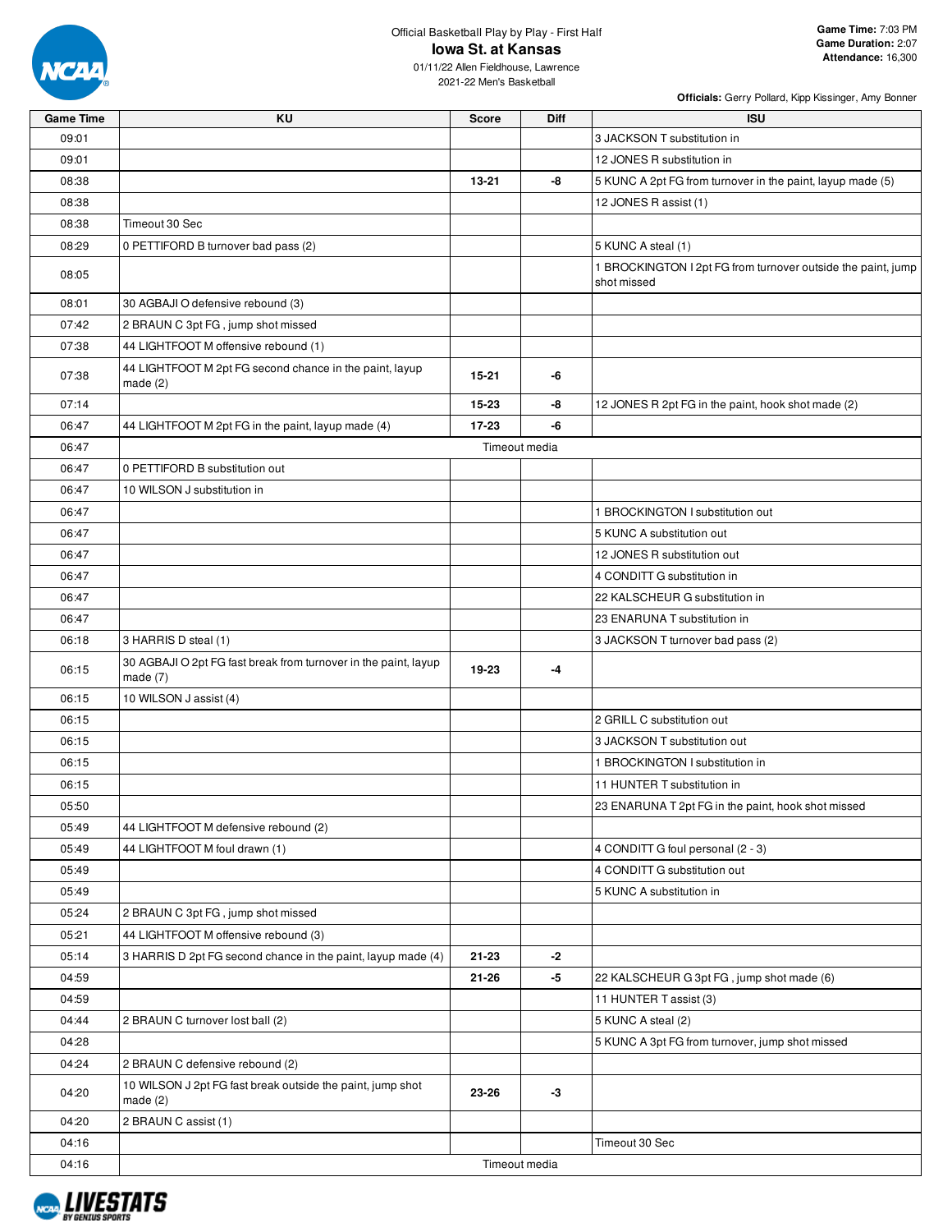Official Basketball Play by Play - First Half

# Iowa St. at Kansas

01/11/22 Allen Fieldhouse, Lawrence
2021-22 Men's Basketball

**Game Time:** 7:03 PM
**Game Duration:** 2:07
**Attendance:** 16,300

**Officials:** Gerry Pollard, Kipp Kissinger, Amy Bonner

| Game Time | KU | Score | Diff | ISU |
|---|---|---|---|---|
| 09:01 | | | | 3 JACKSON T substitution in |
| 09:01 | | | | 12 JONES R substitution in |
| 08:38 | | 13-21 | -8 | 5 KUNC A 2pt FG from turnover in the paint, layup made (5) |
| 08:38 | | | | 12 JONES R assist (1) |
| 08:38 | Timeout 30 Sec | | | |
| 08:29 | 0 PETTIFORD B turnover bad pass (2) | | | 5 KUNC A steal (1) |
| 08:05 | | | | 1 BROCKINGTON I 2pt FG from turnover outside the paint, jump shot missed |
| 08:01 | 30 AGBAJI O defensive rebound (3) | | | |
| 07:42 | 2 BRAUN C 3pt FG , jump shot missed | | | |
| 07:38 | 44 LIGHTFOOT M offensive rebound (1) | | | |
| 07:38 | 44 LIGHTFOOT M 2pt FG second chance in the paint, layup made (2) | 15-21 | -6 | |
| 07:14 | | 15-23 | -8 | 12 JONES R 2pt FG in the paint, hook shot made (2) |
| 06:47 | 44 LIGHTFOOT M 2pt FG in the paint, layup made (4) | 17-23 | -6 | |
| 06:47 | Timeout media | | | |
| 06:47 | 0 PETTIFORD B substitution out | | | |
| 06:47 | 10 WILSON J substitution in | | | |
| 06:47 | | | | 1 BROCKINGTON I substitution out |
| 06:47 | | | | 5 KUNC A substitution out |
| 06:47 | | | | 12 JONES R substitution out |
| 06:47 | | | | 4 CONDITT G substitution in |
| 06:47 | | | | 22 KALSCHEUR G substitution in |
| 06:47 | | | | 23 ENARUNA T substitution in |
| 06:18 | 3 HARRIS D steal (1) | | | 3 JACKSON T turnover bad pass (2) |
| 06:15 | 30 AGBAJI O 2pt FG fast break from turnover in the paint, layup made (7) | 19-23 | -4 | |
| 06:15 | 10 WILSON J assist (4) | | | |
| 06:15 | | | | 2 GRILL C substitution out |
| 06:15 | | | | 3 JACKSON T substitution out |
| 06:15 | | | | 1 BROCKINGTON I substitution in |
| 06:15 | | | | 11 HUNTER T substitution in |
| 05:50 | | | | 23 ENARUNA T 2pt FG in the paint, hook shot missed |
| 05:49 | 44 LIGHTFOOT M defensive rebound (2) | | | |
| 05:49 | 44 LIGHTFOOT M foul drawn (1) | | | 4 CONDITT G foul personal (2 - 3) |
| 05:49 | | | | 4 CONDITT G substitution out |
| 05:49 | | | | 5 KUNC A substitution in |
| 05:24 | 2 BRAUN C 3pt FG , jump shot missed | | | |
| 05:21 | 44 LIGHTFOOT M offensive rebound (3) | | | |
| 05:14 | 3 HARRIS D 2pt FG second chance in the paint, layup made (4) | 21-23 | -2 | |
| 04:59 | | 21-26 | -5 | 22 KALSCHEUR G 3pt FG , jump shot made (6) |
| 04:59 | | | | 11 HUNTER T assist (3) |
| 04:44 | 2 BRAUN C turnover lost ball (2) | | | 5 KUNC A steal (2) |
| 04:28 | | | | 5 KUNC A 3pt FG from turnover, jump shot missed |
| 04:24 | 2 BRAUN C defensive rebound (2) | | | |
| 04:20 | 10 WILSON J 2pt FG fast break outside the paint, jump shot made (2) | 23-26 | -3 | |
| 04:20 | 2 BRAUN C assist (1) | | | |
| 04:16 | | | | Timeout 30 Sec |
| 04:16 | Timeout media | | | |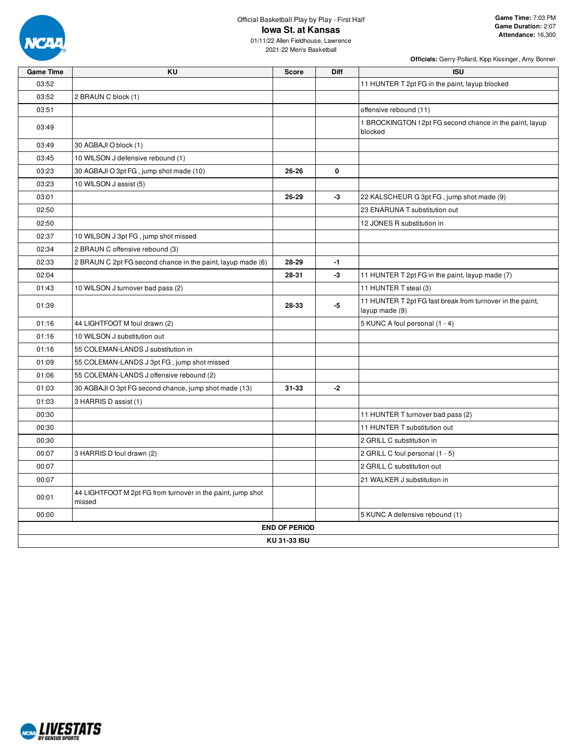Official Basketball Play by Play - First Half

# Iowa St. at Kansas

01/11/22 Allen Fieldhouse, Lawrence
2021-22 Men's Basketball

**Game Time:** 7:03 PM
**Game Duration:** 2:07
**Attendance:** 16,300

**Officials:** Gerry Pollard, Kipp Kissinger, Amy Bonner

| Game Time | KU | Score | Diff | ISU |
|---|---|---|---|---|
| 03:52 | | | | 11 HUNTER T 2pt FG in the paint, layup blocked |
| 03:52 | 2 BRAUN C block (1) | | | |
| 03:51 | | | | offensive rebound (11) |
| 03:49 | | | | 1 BROCKINGTON I 2pt FG second chance in the paint, layup blocked |
| 03:49 | 30 AGBAJI O block (1) | | | |
| 03:45 | 10 WILSON J defensive rebound (1) | | | |
| 03:23 | 30 AGBAJI O 3pt FG , jump shot made (10) | 26-26 | 0 | |
| 03:23 | 10 WILSON J assist (5) | | | |
| 03:01 | | 26-29 | -3 | 22 KALSCHEUR G 3pt FG , jump shot made (9) |
| 02:50 | | | | 23 ENARUNA T substitution out |
| 02:50 | | | | 12 JONES R substitution in |
| 02:37 | 10 WILSON J 3pt FG , jump shot missed | | | |
| 02:34 | 2 BRAUN C offensive rebound (3) | | | |
| 02:33 | 2 BRAUN C 2pt FG second chance in the paint, layup made (6) | 28-29 | -1 | |
| 02:04 | | 28-31 | -3 | 11 HUNTER T 2pt FG in the paint, layup made (7) |
| 01:43 | 10 WILSON J turnover bad pass (2) | | | 11 HUNTER T steal (3) |
| 01:39 | | 28-33 | -5 | 11 HUNTER T 2pt FG fast break from turnover in the paint, layup made (9) |
| 01:16 | 44 LIGHTFOOT M foul drawn (2) | | | 5 KUNC A foul personal (1 - 4) |
| 01:16 | 10 WILSON J substitution out | | | |
| 01:16 | 55 COLEMAN-LANDS J substitution in | | | |
| 01:09 | 55 COLEMAN-LANDS J 3pt FG , jump shot missed | | | |
| 01:06 | 55 COLEMAN-LANDS J offensive rebound (2) | | | |
| 01:03 | 30 AGBAJI O 3pt FG second chance, jump shot made (13) | 31-33 | -2 | |
| 01:03 | 3 HARRIS D assist (1) | | | |
| 00:30 | | | | 11 HUNTER T turnover bad pass (2) |
| 00:30 | | | | 11 HUNTER T substitution out |
| 00:30 | | | | 2 GRILL C substitution in |
| 00:07 | 3 HARRIS D foul drawn (2) | | | 2 GRILL C foul personal (1 - 5) |
| 00:07 | | | | 2 GRILL C substitution out |
| 00:07 | | | | 21 WALKER J substitution in |
| 00:01 | 44 LIGHTFOOT M 2pt FG from turnover in the paint, jump shot missed | | | |
| 00:00 | | | | 5 KUNC A defensive rebound (1) |
| | | END OF PERIOD | | |
| | | KU 31-33 ISU | | |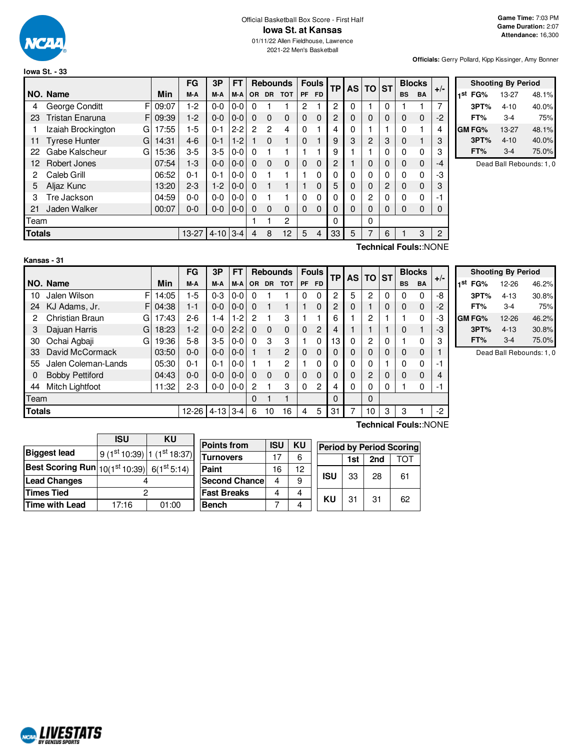# Official Basketball Box Score - First Half

## Iowa St. at Kansas

01/11/22 Allen Fieldhouse, Lawrence

2021-22 Men's Basketball

**Game Time:** 7:03 PM
**Game Duration:** 2:07
**Attendance:** 16,300

**Officials:** Gerry Pollard, Kipp Kissinger, Amy Bonner

### Iowa St. - 33

| NO. | Name | | Min | FG M-A | 3P M-A | FT M-A | Rebounds OR | DR | TOT | Fouls PF | FD | TP | AS | TO | ST | Blocks BS | BA | +/- |
|---|---|---|---|---|---|---|---|---|---|---|---|---|---|---|---|---|---|---|
| 4 | George Conditt | F | 09:07 | 1-2 | 0-0 | 0-0 | 0 | 1 | 1 | 2 | 1 | 2 | 0 | 1 | 0 | 1 | 1 | 7 |
| 23 | Tristan Enaruna | F | 09:39 | 1-2 | 0-0 | 0-0 | 0 | 0 | 0 | 0 | 0 | 2 | 0 | 0 | 0 | 0 | 0 | -2 |
| 1 | Izaiah Brockington | G | 17:55 | 1-5 | 0-1 | 2-2 | 2 | 2 | 4 | 0 | 1 | 4 | 0 | 1 | 1 | 0 | 1 | 4 |
| 11 | Tyrese Hunter | G | 14:31 | 4-6 | 0-1 | 1-2 | 1 | 0 | 1 | 0 | 1 | 9 | 3 | 2 | 3 | 0 | 1 | 3 |
| 22 | Gabe Kalscheur | G | 15:36 | 3-5 | 3-5 | 0-0 | 0 | 1 | 1 | 1 | 1 | 9 | 1 | 1 | 0 | 0 | 0 | 3 |
| 12 | Robert Jones | | 07:54 | 1-3 | 0-0 | 0-0 | 0 | 0 | 0 | 0 | 0 | 2 | 1 | 0 | 0 | 0 | 0 | -4 |
| 2 | Caleb Grill | | 06:52 | 0-1 | 0-1 | 0-0 | 0 | 1 | 1 | 1 | 0 | 0 | 0 | 0 | 0 | 0 | 0 | -3 |
| 5 | Aljaz Kunc | | 13:20 | 2-3 | 1-2 | 0-0 | 0 | 1 | 1 | 1 | 0 | 5 | 0 | 0 | 2 | 0 | 0 | 3 |
| 3 | Tre Jackson | | 04:59 | 0-0 | 0-0 | 0-0 | 0 | 1 | 1 | 0 | 0 | 0 | 0 | 2 | 0 | 0 | 0 | -1 |
| 21 | Jaden Walker | | 00:07 | 0-0 | 0-0 | 0-0 | 0 | 0 | 0 | 0 | 0 | 0 | 0 | 0 | 0 | 0 | 0 | 0 |
| Team | | | | | | | 1 | 1 | 2 | | | 0 | | 0 | | | | |
| **Totals** | | | | 13-27 | 4-10 | 3-4 | 4 | 8 | 12 | 5 | 4 | 33 | 5 | 7 | 6 | 1 | 3 | 2 |

Technical Fouls::NONE

| Shooting By Period | | |
|---|---|---|
| 1st FG% | 13-27 | 48.1% |
| 3PT% | 4-10 | 40.0% |
| FT% | 3-4 | 75% |
| GM FG% | 13-27 | 48.1% |
| 3PT% | 4-10 | 40.0% |
| FT% | 3-4 | 75.0% |

Dead Ball Rebounds: 1, 0

### Kansas - 31

| NO. | Name | | Min | FG M-A | 3P M-A | FT M-A | Rebounds OR | DR | TOT | Fouls PF | FD | TP | AS | TO | ST | Blocks BS | BA | +/- |
|---|---|---|---|---|---|---|---|---|---|---|---|---|---|---|---|---|---|---|
| 10 | Jalen Wilson | F | 14:05 | 1-5 | 0-3 | 0-0 | 0 | 1 | 1 | 0 | 0 | 2 | 5 | 2 | 0 | 0 | 0 | -8 |
| 24 | KJ Adams, Jr. | F | 04:38 | 1-1 | 0-0 | 0-0 | 0 | 1 | 1 | 1 | 0 | 2 | 0 | 1 | 0 | 0 | 0 | -2 |
| 2 | Christian Braun | G | 17:43 | 2-6 | 1-4 | 1-2 | 2 | 1 | 3 | 1 | 1 | 6 | 1 | 2 | 1 | 1 | 0 | -3 |
| 3 | Dajuan Harris | G | 18:23 | 1-2 | 0-0 | 2-2 | 0 | 0 | 0 | 0 | 2 | 4 | 1 | 1 | 1 | 0 | 1 | -3 |
| 30 | Ochai Agbaji | G | 19:36 | 5-8 | 3-5 | 0-0 | 0 | 3 | 3 | 1 | 0 | 13 | 0 | 2 | 0 | 1 | 0 | 3 |
| 33 | David McCormack | | 03:50 | 0-0 | 0-0 | 0-0 | 1 | 1 | 2 | 0 | 0 | 0 | 0 | 0 | 0 | 0 | 0 | 1 |
| 55 | Jalen Coleman-Lands | | 05:30 | 0-1 | 0-1 | 0-0 | 1 | 1 | 2 | 1 | 0 | 0 | 0 | 0 | 1 | 0 | 0 | -1 |
| 0 | Bobby Pettiford | | 04:43 | 0-0 | 0-0 | 0-0 | 0 | 0 | 0 | 0 | 0 | 0 | 0 | 2 | 0 | 0 | 0 | 4 |
| 44 | Mitch Lightfoot | | 11:32 | 2-3 | 0-0 | 0-0 | 2 | 1 | 3 | 0 | 2 | 4 | 0 | 0 | 0 | 1 | 0 | -1 |
| Team | | | | | | | 0 | 1 | 1 | | | 0 | | 0 | | | | |
| **Totals** | | | | 12-26 | 4-13 | 3-4 | 6 | 10 | 16 | 4 | 5 | 31 | 7 | 10 | 3 | 3 | 1 | -2 |

Technical Fouls::NONE

| Shooting By Period | | |
|---|---|---|
| 1st FG% | 12-26 | 46.2% |
| 3PT% | 4-13 | 30.8% |
| FT% | 3-4 | 75% |
| GM FG% | 12-26 | 46.2% |
| 3PT% | 4-13 | 30.8% |
| FT% | 3-4 | 75.0% |

Dead Ball Rebounds: 1, 0

| | ISU | KU |
|---|---|---|
| Biggest lead | 9 (1st 10:39) | 1 (1st 18:37) |
| Best Scoring Run | 10(1st 10:39) | 6(1st 5:14) |
| Lead Changes | 4 | |
| Times Tied | 2 | |
| Time with Lead | 17:16 | 01:00 |

| Points from | ISU | KU |
|---|---|---|
| Turnovers | 17 | 6 |
| Paint | 16 | 12 |
| Second Chance | 4 | 9 |
| Fast Breaks | 4 | 4 |
| Bench | 7 | 4 |

| Period by Period Scoring | 1st | 2nd | TOT |
|---|---|---|---|
| ISU | 33 | 28 | 61 |
| KU | 31 | 31 | 62 |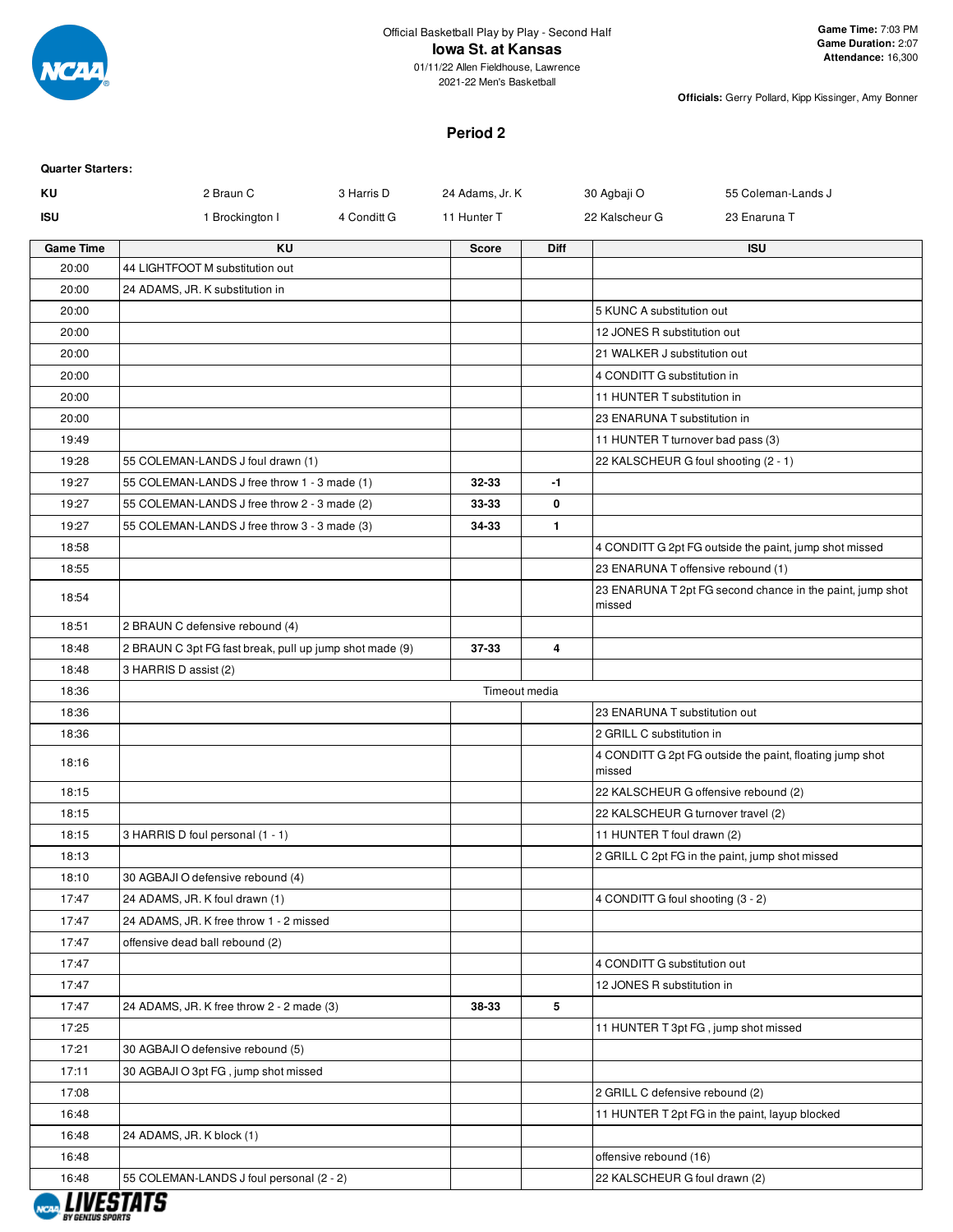Official Basketball Play by Play - Second Half

# Iowa St. at Kansas

01/11/22 Allen Fieldhouse, Lawrence
2021-22 Men's Basketball

**Game Time:** 7:03 PM
**Game Duration:** 2:07
**Attendance:** 16,300

**Officials:** Gerry Pollard, Kipp Kissinger, Amy Bonner

## Period 2

**Quarter Starters:**

| | | | | | |
|---|---|---|---|---|---|
| **KU** | 2 Braun C | 3 Harris D | 24 Adams, Jr. K | 30 Agbaji O | 55 Coleman-Lands J |
| **ISU** | 1 Brockington I | 4 Conditt G | 11 Hunter T | 22 Kalscheur G | 23 Enaruna T |

| Game Time | KU | Score | Diff | ISU |
|---|---|---|---|---|
| 20:00 | 44 LIGHTFOOT M substitution out | | | |
| 20:00 | 24 ADAMS, JR. K substitution in | | | |
| 20:00 | | | | 5 KUNC A substitution out |
| 20:00 | | | | 12 JONES R substitution out |
| 20:00 | | | | 21 WALKER J substitution out |
| 20:00 | | | | 4 CONDITT G substitution in |
| 20:00 | | | | 11 HUNTER T substitution in |
| 20:00 | | | | 23 ENARUNA T substitution in |
| 19:49 | | | | 11 HUNTER T turnover bad pass (3) |
| 19:28 | 55 COLEMAN-LANDS J foul drawn (1) | | | 22 KALSCHEUR G foul shooting (2 - 1) |
| 19:27 | 55 COLEMAN-LANDS J free throw 1 - 3 made (1) | 32-33 | -1 | |
| 19:27 | 55 COLEMAN-LANDS J free throw 2 - 3 made (2) | 33-33 | 0 | |
| 19:27 | 55 COLEMAN-LANDS J free throw 3 - 3 made (3) | 34-33 | 1 | |
| 18:58 | | | | 4 CONDITT G 2pt FG outside the paint, jump shot missed |
| 18:55 | | | | 23 ENARUNA T offensive rebound (1) |
| 18:54 | | | | 23 ENARUNA T 2pt FG second chance in the paint, jump shot missed |
| 18:51 | 2 BRAUN C defensive rebound (4) | | | |
| 18:48 | 2 BRAUN C 3pt FG fast break, pull up jump shot made (9) | 37-33 | 4 | |
| 18:48 | 3 HARRIS D assist (2) | | | |
| 18:36 | Timeout media | | | |
| 18:36 | | | | 23 ENARUNA T substitution out |
| 18:36 | | | | 2 GRILL C substitution in |
| 18:16 | | | | 4 CONDITT G 2pt FG outside the paint, floating jump shot missed |
| 18:15 | | | | 22 KALSCHEUR G offensive rebound (2) |
| 18:15 | | | | 22 KALSCHEUR G turnover travel (2) |
| 18:15 | 3 HARRIS D foul personal (1 - 1) | | | 11 HUNTER T foul drawn (2) |
| 18:13 | | | | 2 GRILL C 2pt FG in the paint, jump shot missed |
| 18:10 | 30 AGBAJI O defensive rebound (4) | | | |
| 17:47 | 24 ADAMS, JR. K foul drawn (1) | | | 4 CONDITT G foul shooting (3 - 2) |
| 17:47 | 24 ADAMS, JR. K free throw 1 - 2 missed | | | |
| 17:47 | offensive dead ball rebound (2) | | | |
| 17:47 | | | | 4 CONDITT G substitution out |
| 17:47 | | | | 12 JONES R substitution in |
| 17:47 | 24 ADAMS, JR. K free throw 2 - 2 made (3) | 38-33 | 5 | |
| 17:25 | | | | 11 HUNTER T 3pt FG , jump shot missed |
| 17:21 | 30 AGBAJI O defensive rebound (5) | | | |
| 17:11 | 30 AGBAJI O 3pt FG , jump shot missed | | | |
| 17:08 | | | | 2 GRILL C defensive rebound (2) |
| 16:48 | | | | 11 HUNTER T 2pt FG in the paint, layup blocked |
| 16:48 | 24 ADAMS, JR. K block (1) | | | |
| 16:48 | | | | offensive rebound (16) |
| 16:48 | 55 COLEMAN-LANDS J foul personal (2 - 2) | | | 22 KALSCHEUR G foul drawn (2) |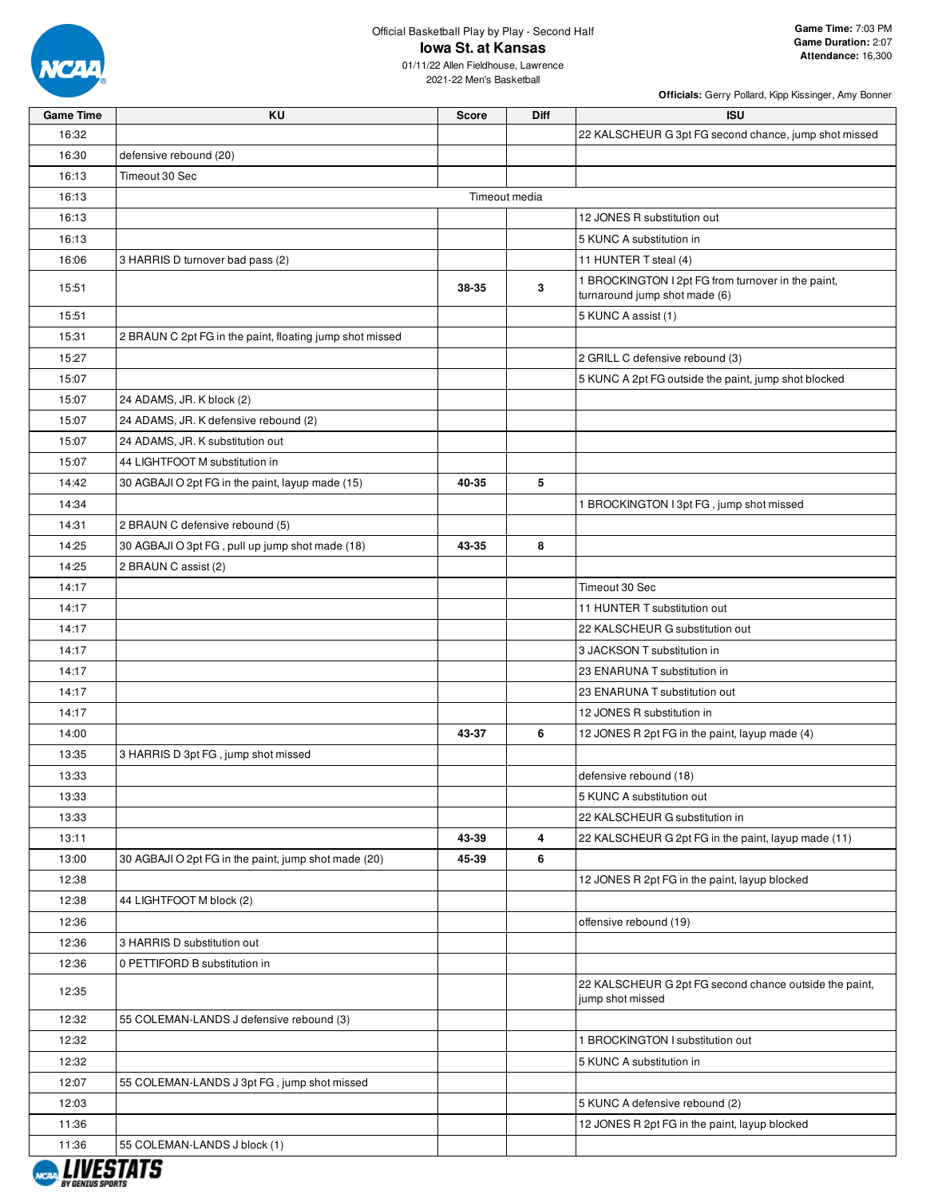Official Basketball Play by Play - Second Half

# Iowa St. at Kansas

01/11/22 Allen Fieldhouse, Lawrence
2021-22 Men's Basketball

**Game Time:** 7:03 PM
**Game Duration:** 2:07
**Attendance:** 16,300

**Officials:** Gerry Pollard, Kipp Kissinger, Amy Bonner

| Game Time | KU | Score | Diff | ISU |
|---|---|---|---|---|
| 16:32 | | | | 22 KALSCHEUR G 3pt FG second chance, jump shot missed |
| 16:30 | defensive rebound (20) | | | |
| 16:13 | Timeout 30 Sec | | | |
| 16:13 | Timeout media | | | |
| 16:13 | | | | 12 JONES R substitution out |
| 16:13 | | | | 5 KUNC A substitution in |
| 16:06 | 3 HARRIS D turnover bad pass (2) | | | 11 HUNTER T steal (4) |
| 15:51 | | 38-35 | 3 | 1 BROCKINGTON I 2pt FG from turnover in the paint, turnaround jump shot made (6) |
| 15:51 | | | | 5 KUNC A assist (1) |
| 15:31 | 2 BRAUN C 2pt FG in the paint, floating jump shot missed | | | |
| 15:27 | | | | 2 GRILL C defensive rebound (3) |
| 15:07 | | | | 5 KUNC A 2pt FG outside the paint, jump shot blocked |
| 15:07 | 24 ADAMS, JR. K block (2) | | | |
| 15:07 | 24 ADAMS, JR. K defensive rebound (2) | | | |
| 15:07 | 24 ADAMS, JR. K substitution out | | | |
| 15:07 | 44 LIGHTFOOT M substitution in | | | |
| 14:42 | 30 AGBAJI O 2pt FG in the paint, layup made (15) | 40-35 | 5 | |
| 14:34 | | | | 1 BROCKINGTON I 3pt FG , jump shot missed |
| 14:31 | 2 BRAUN C defensive rebound (5) | | | |
| 14:25 | 30 AGBAJI O 3pt FG , pull up jump shot made (18) | 43-35 | 8 | |
| 14:25 | 2 BRAUN C assist (2) | | | |
| 14:17 | | | | Timeout 30 Sec |
| 14:17 | | | | 11 HUNTER T substitution out |
| 14:17 | | | | 22 KALSCHEUR G substitution out |
| 14:17 | | | | 3 JACKSON T substitution in |
| 14:17 | | | | 23 ENARUNA T substitution in |
| 14:17 | | | | 23 ENARUNA T substitution out |
| 14:17 | | | | 12 JONES R substitution in |
| 14:00 | | 43-37 | 6 | 12 JONES R 2pt FG in the paint, layup made (4) |
| 13:35 | 3 HARRIS D 3pt FG , jump shot missed | | | |
| 13:33 | | | | defensive rebound (18) |
| 13:33 | | | | 5 KUNC A substitution out |
| 13:33 | | | | 22 KALSCHEUR G substitution in |
| 13:11 | | 43-39 | 4 | 22 KALSCHEUR G 2pt FG in the paint, layup made (11) |
| 13:00 | 30 AGBAJI O 2pt FG in the paint, jump shot made (20) | 45-39 | 6 | |
| 12:38 | | | | 12 JONES R 2pt FG in the paint, layup blocked |
| 12:38 | 44 LIGHTFOOT M block (2) | | | |
| 12:36 | | | | offensive rebound (19) |
| 12:36 | 3 HARRIS D substitution out | | | |
| 12:36 | 0 PETTIFORD B substitution in | | | |
| 12:35 | | | | 22 KALSCHEUR G 2pt FG second chance outside the paint, jump shot missed |
| 12:32 | 55 COLEMAN-LANDS J defensive rebound (3) | | | |
| 12:32 | | | | 1 BROCKINGTON I substitution out |
| 12:32 | | | | 5 KUNC A substitution in |
| 12:07 | 55 COLEMAN-LANDS J 3pt FG , jump shot missed | | | |
| 12:03 | | | | 5 KUNC A defensive rebound (2) |
| 11:36 | | | | 12 JONES R 2pt FG in the paint, layup blocked |
| 11:36 | 55 COLEMAN-LANDS J block (1) | | | |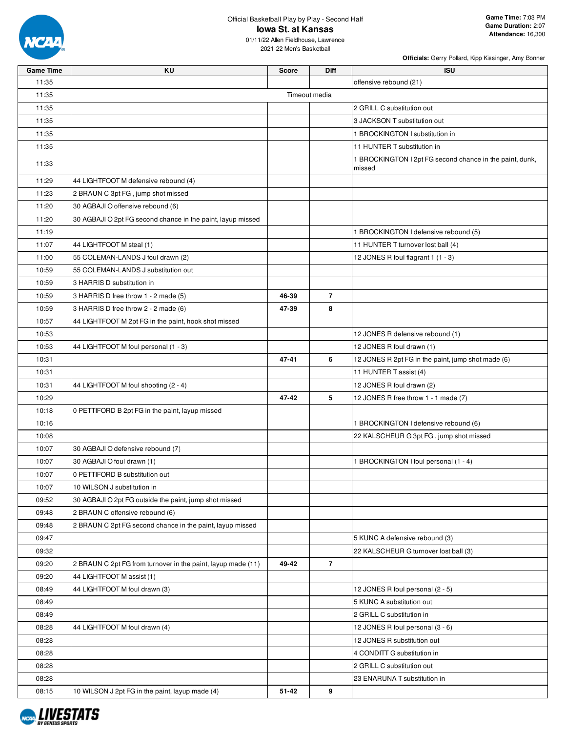Official Basketball Play by Play - Second Half

# Iowa St. at Kansas

01/11/22 Allen Fieldhouse, Lawrence

2021-22 Men's Basketball

**Game Time:** 7:03 PM
**Game Duration:** 2:07
**Attendance:** 16,300

**Officials:** Gerry Pollard, Kipp Kissinger, Amy Bonner

| Game Time | KU | Score | Diff | ISU |
|---|---|---|---|---|
| 11:35 | | | | offensive rebound (21) |
| 11:35 | Timeout media | | | |
| 11:35 | | | | 2 GRILL C substitution out |
| 11:35 | | | | 3 JACKSON T substitution out |
| 11:35 | | | | 1 BROCKINGTON I substitution in |
| 11:35 | | | | 11 HUNTER T substitution in |
| 11:33 | | | | 1 BROCKINGTON I 2pt FG second chance in the paint, dunk, missed |
| 11:29 | 44 LIGHTFOOT M defensive rebound (4) | | | |
| 11:23 | 2 BRAUN C 3pt FG , jump shot missed | | | |
| 11:20 | 30 AGBAJI O offensive rebound (6) | | | |
| 11:20 | 30 AGBAJI O 2pt FG second chance in the paint, layup missed | | | |
| 11:19 | | | | 1 BROCKINGTON I defensive rebound (5) |
| 11:07 | 44 LIGHTFOOT M steal (1) | | | 11 HUNTER T turnover lost ball (4) |
| 11:00 | 55 COLEMAN-LANDS J foul drawn (2) | | | 12 JONES R foul flagrant 1 (1 - 3) |
| 10:59 | 55 COLEMAN-LANDS J substitution out | | | |
| 10:59 | 3 HARRIS D substitution in | | | |
| 10:59 | 3 HARRIS D free throw 1 - 2 made (5) | 46-39 | 7 | |
| 10:59 | 3 HARRIS D free throw 2 - 2 made (6) | 47-39 | 8 | |
| 10:57 | 44 LIGHTFOOT M 2pt FG in the paint, hook shot missed | | | |
| 10:53 | | | | 12 JONES R defensive rebound (1) |
| 10:53 | 44 LIGHTFOOT M foul personal (1 - 3) | | | 12 JONES R foul drawn (1) |
| 10:31 | | 47-41 | 6 | 12 JONES R 2pt FG in the paint, jump shot made (6) |
| 10:31 | | | | 11 HUNTER T assist (4) |
| 10:31 | 44 LIGHTFOOT M foul shooting (2 - 4) | | | 12 JONES R foul drawn (2) |
| 10:29 | | 47-42 | 5 | 12 JONES R free throw 1 - 1 made (7) |
| 10:18 | 0 PETTIFORD B 2pt FG in the paint, layup missed | | | |
| 10:16 | | | | 1 BROCKINGTON I defensive rebound (6) |
| 10:08 | | | | 22 KALSCHEUR G 3pt FG , jump shot missed |
| 10:07 | 30 AGBAJI O defensive rebound (7) | | | |
| 10:07 | 30 AGBAJI O foul drawn (1) | | | 1 BROCKINGTON I foul personal (1 - 4) |
| 10:07 | 0 PETTIFORD B substitution out | | | |
| 10:07 | 10 WILSON J substitution in | | | |
| 09:52 | 30 AGBAJI O 2pt FG outside the paint, jump shot missed | | | |
| 09:48 | 2 BRAUN C offensive rebound (6) | | | |
| 09:48 | 2 BRAUN C 2pt FG second chance in the paint, layup missed | | | |
| 09:47 | | | | 5 KUNC A defensive rebound (3) |
| 09:32 | | | | 22 KALSCHEUR G turnover lost ball (3) |
| 09:20 | 2 BRAUN C 2pt FG from turnover in the paint, layup made (11) | 49-42 | 7 | |
| 09:20 | 44 LIGHTFOOT M assist (1) | | | |
| 08:49 | 44 LIGHTFOOT M foul drawn (3) | | | 12 JONES R foul personal (2 - 5) |
| 08:49 | | | | 5 KUNC A substitution out |
| 08:49 | | | | 2 GRILL C substitution in |
| 08:28 | 44 LIGHTFOOT M foul drawn (4) | | | 12 JONES R foul personal (3 - 6) |
| 08:28 | | | | 12 JONES R substitution out |
| 08:28 | | | | 4 CONDITT G substitution in |
| 08:28 | | | | 2 GRILL C substitution out |
| 08:28 | | | | 23 ENARUNA T substitution in |
| 08:15 | 10 WILSON J 2pt FG in the paint, layup made (4) | 51-42 | 9 | |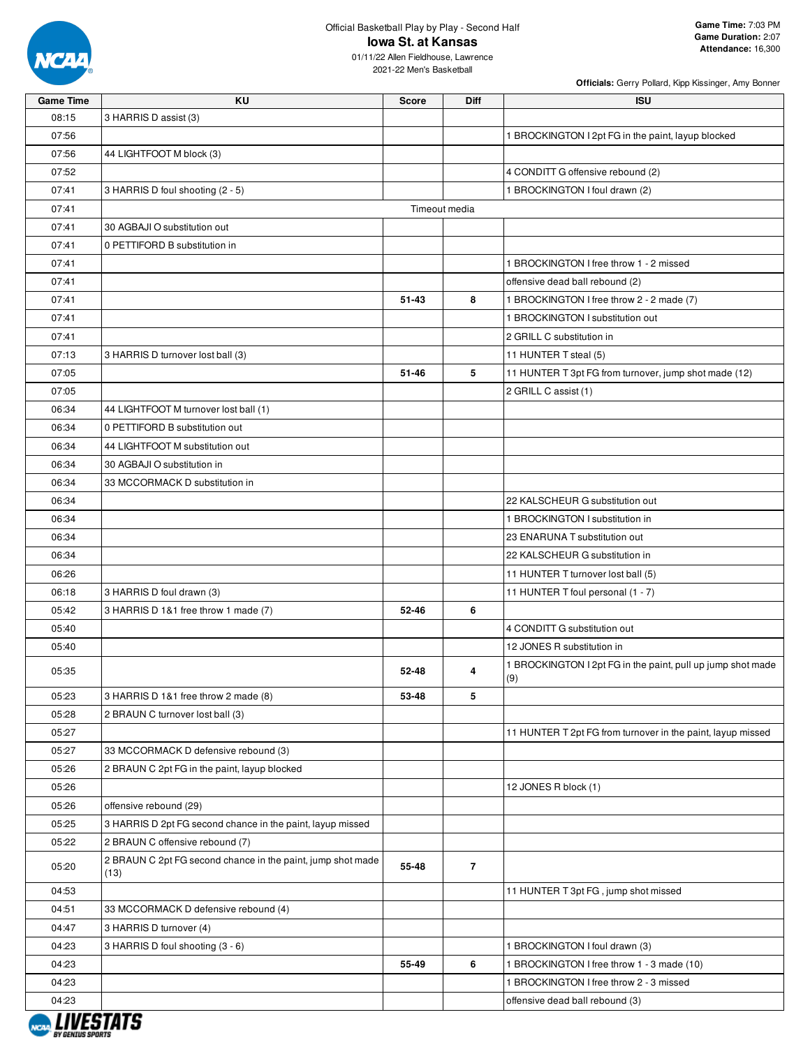Official Basketball Play by Play - Second Half

# Iowa St. at Kansas

01/11/22 Allen Fieldhouse, Lawrence
2021-22 Men's Basketball

**Game Time:** 7:03 PM
**Game Duration:** 2:07
**Attendance:** 16,300

**Officials:** Gerry Pollard, Kipp Kissinger, Amy Bonner

| Game Time | KU | Score | Diff | ISU |
|---|---|---|---|---|
| 08:15 | 3 HARRIS D assist (3) | | | |
| 07:56 | | | | 1 BROCKINGTON I 2pt FG in the paint, layup blocked |
| 07:56 | 44 LIGHTFOOT M block (3) | | | |
| 07:52 | | | | 4 CONDITT G offensive rebound (2) |
| 07:41 | 3 HARRIS D foul shooting (2 - 5) | | | 1 BROCKINGTON I foul drawn (2) |
| 07:41 | Timeout media | | | |
| 07:41 | 30 AGBAJI O substitution out | | | |
| 07:41 | 0 PETTIFORD B substitution in | | | |
| 07:41 | | | | 1 BROCKINGTON I free throw 1 - 2 missed |
| 07:41 | | | | offensive dead ball rebound (2) |
| 07:41 | | 51-43 | 8 | 1 BROCKINGTON I free throw 2 - 2 made (7) |
| 07:41 | | | | 1 BROCKINGTON I substitution out |
| 07:41 | | | | 2 GRILL C substitution in |
| 07:13 | 3 HARRIS D turnover lost ball (3) | | | 11 HUNTER T steal (5) |
| 07:05 | | 51-46 | 5 | 11 HUNTER T 3pt FG from turnover, jump shot made (12) |
| 07:05 | | | | 2 GRILL C assist (1) |
| 06:34 | 44 LIGHTFOOT M turnover lost ball (1) | | | |
| 06:34 | 0 PETTIFORD B substitution out | | | |
| 06:34 | 44 LIGHTFOOT M substitution out | | | |
| 06:34 | 30 AGBAJI O substitution in | | | |
| 06:34 | 33 MCCORMACK D substitution in | | | |
| 06:34 | | | | 22 KALSCHEUR G substitution out |
| 06:34 | | | | 1 BROCKINGTON I substitution in |
| 06:34 | | | | 23 ENARUNA T substitution out |
| 06:34 | | | | 22 KALSCHEUR G substitution in |
| 06:26 | | | | 11 HUNTER T turnover lost ball (5) |
| 06:18 | 3 HARRIS D foul drawn (3) | | | 11 HUNTER T foul personal (1 - 7) |
| 05:42 | 3 HARRIS D 1&1 free throw 1 made (7) | 52-46 | 6 | |
| 05:40 | | | | 4 CONDITT G substitution out |
| 05:40 | | | | 12 JONES R substitution in |
| 05:35 | | 52-48 | 4 | 1 BROCKINGTON I 2pt FG in the paint, pull up jump shot made (9) |
| 05:23 | 3 HARRIS D 1&1 free throw 2 made (8) | 53-48 | 5 | |
| 05:28 | 2 BRAUN C turnover lost ball (3) | | | |
| 05:27 | | | | 11 HUNTER T 2pt FG from turnover in the paint, layup missed |
| 05:27 | 33 MCCORMACK D defensive rebound (3) | | | |
| 05:26 | 2 BRAUN C 2pt FG in the paint, layup blocked | | | |
| 05:26 | | | | 12 JONES R block (1) |
| 05:26 | offensive rebound (29) | | | |
| 05:25 | 3 HARRIS D 2pt FG second chance in the paint, layup missed | | | |
| 05:22 | 2 BRAUN C offensive rebound (7) | | | |
| 05:20 | 2 BRAUN C 2pt FG second chance in the paint, jump shot made (13) | 55-48 | 7 | |
| 04:53 | | | | 11 HUNTER T 3pt FG , jump shot missed |
| 04:51 | 33 MCCORMACK D defensive rebound (4) | | | |
| 04:47 | 3 HARRIS D turnover (4) | | | |
| 04:23 | 3 HARRIS D foul shooting (3 - 6) | | | 1 BROCKINGTON I foul drawn (3) |
| 04:23 | | 55-49 | 6 | 1 BROCKINGTON I free throw 1 - 3 made (10) |
| 04:23 | | | | 1 BROCKINGTON I free throw 2 - 3 missed |
| 04:23 | | | | offensive dead ball rebound (3) |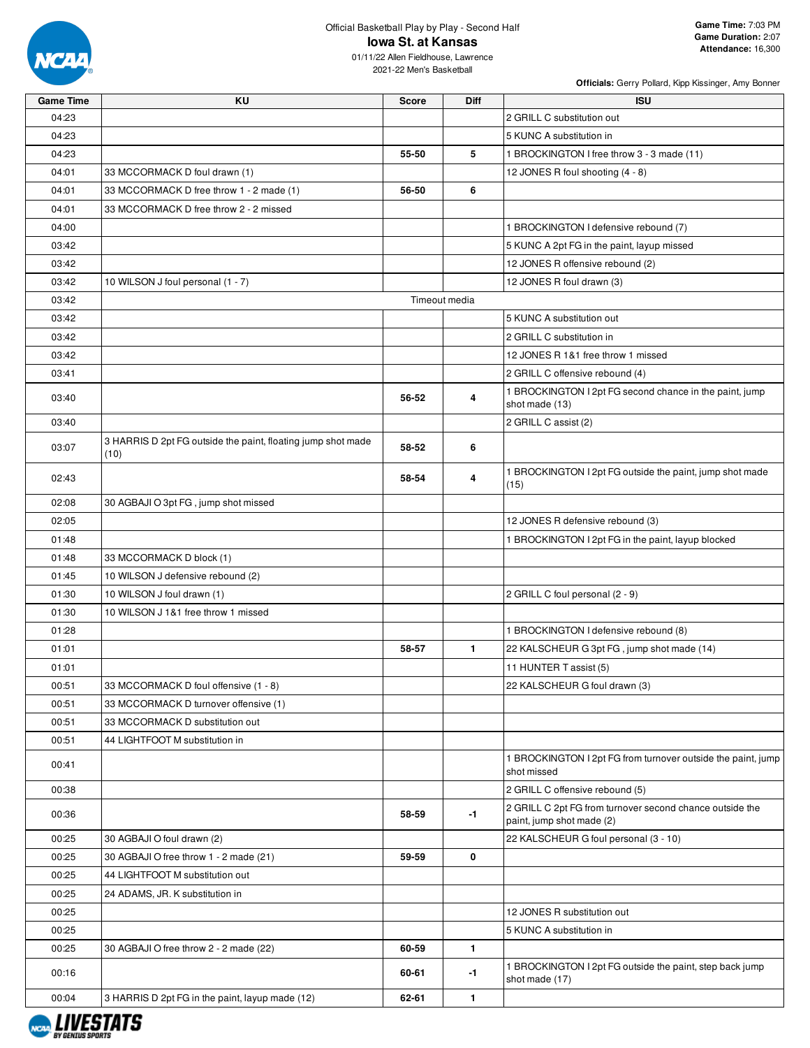Official Basketball Play by Play - Second Half

# Iowa St. at Kansas

01/11/22 Allen Fieldhouse, Lawrence
2021-22 Men's Basketball

**Game Time:** 7:03 PM
**Game Duration:** 2:07
**Attendance:** 16,300

**Officials:** Gerry Pollard, Kipp Kissinger, Amy Bonner

| Game Time | KU | Score | Diff | ISU |
|---|---|---|---|---|
| 04:23 | | | | 2 GRILL C substitution out |
| 04:23 | | | | 5 KUNC A substitution in |
| 04:23 | | 55-50 | 5 | 1 BROCKINGTON I free throw 3 - 3 made (11) |
| 04:01 | 33 MCCORMACK D foul drawn (1) | | | 12 JONES R foul shooting (4 - 8) |
| 04:01 | 33 MCCORMACK D free throw 1 - 2 made (1) | 56-50 | 6 | |
| 04:01 | 33 MCCORMACK D free throw 2 - 2 missed | | | |
| 04:00 | | | | 1 BROCKINGTON I defensive rebound (7) |
| 03:42 | | | | 5 KUNC A 2pt FG in the paint, layup missed |
| 03:42 | | | | 12 JONES R offensive rebound (2) |
| 03:42 | 10 WILSON J foul personal (1 - 7) | | | 12 JONES R foul drawn (3) |
| 03:42 | Timeout media | | | |
| 03:42 | | | | 5 KUNC A substitution out |
| 03:42 | | | | 2 GRILL C substitution in |
| 03:42 | | | | 12 JONES R 1&1 free throw 1 missed |
| 03:41 | | | | 2 GRILL C offensive rebound (4) |
| 03:40 | | 56-52 | 4 | 1 BROCKINGTON I 2pt FG second chance in the paint, jump shot made (13) |
| 03:40 | | | | 2 GRILL C assist (2) |
| 03:07 | 3 HARRIS D 2pt FG outside the paint, floating jump shot made (10) | 58-52 | 6 | |
| 02:43 | | 58-54 | 4 | 1 BROCKINGTON I 2pt FG outside the paint, jump shot made (15) |
| 02:08 | 30 AGBAJI O 3pt FG , jump shot missed | | | |
| 02:05 | | | | 12 JONES R defensive rebound (3) |
| 01:48 | | | | 1 BROCKINGTON I 2pt FG in the paint, layup blocked |
| 01:48 | 33 MCCORMACK D block (1) | | | |
| 01:45 | 10 WILSON J defensive rebound (2) | | | |
| 01:30 | 10 WILSON J foul drawn (1) | | | 2 GRILL C foul personal (2 - 9) |
| 01:30 | 10 WILSON J 1&1 free throw 1 missed | | | |
| 01:28 | | | | 1 BROCKINGTON I defensive rebound (8) |
| 01:01 | | 58-57 | 1 | 22 KALSCHEUR G 3pt FG , jump shot made (14) |
| 01:01 | | | | 11 HUNTER T assist (5) |
| 00:51 | 33 MCCORMACK D foul offensive (1 - 8) | | | 22 KALSCHEUR G foul drawn (3) |
| 00:51 | 33 MCCORMACK D turnover offensive (1) | | | |
| 00:51 | 33 MCCORMACK D substitution out | | | |
| 00:51 | 44 LIGHTFOOT M substitution in | | | |
| 00:41 | | | | 1 BROCKINGTON I 2pt FG from turnover outside the paint, jump shot missed |
| 00:38 | | | | 2 GRILL C offensive rebound (5) |
| 00:36 | | 58-59 | -1 | 2 GRILL C 2pt FG from turnover second chance outside the paint, jump shot made (2) |
| 00:25 | 30 AGBAJI O foul drawn (2) | | | 22 KALSCHEUR G foul personal (3 - 10) |
| 00:25 | 30 AGBAJI O free throw 1 - 2 made (21) | 59-59 | 0 | |
| 00:25 | 44 LIGHTFOOT M substitution out | | | |
| 00:25 | 24 ADAMS, JR. K substitution in | | | |
| 00:25 | | | | 12 JONES R substitution out |
| 00:25 | | | | 5 KUNC A substitution in |
| 00:25 | 30 AGBAJI O free throw 2 - 2 made (22) | 60-59 | 1 | |
| 00:16 | | 60-61 | -1 | 1 BROCKINGTON I 2pt FG outside the paint, step back jump shot made (17) |
| 00:04 | 3 HARRIS D 2pt FG in the paint, layup made (12) | 62-61 | 1 | |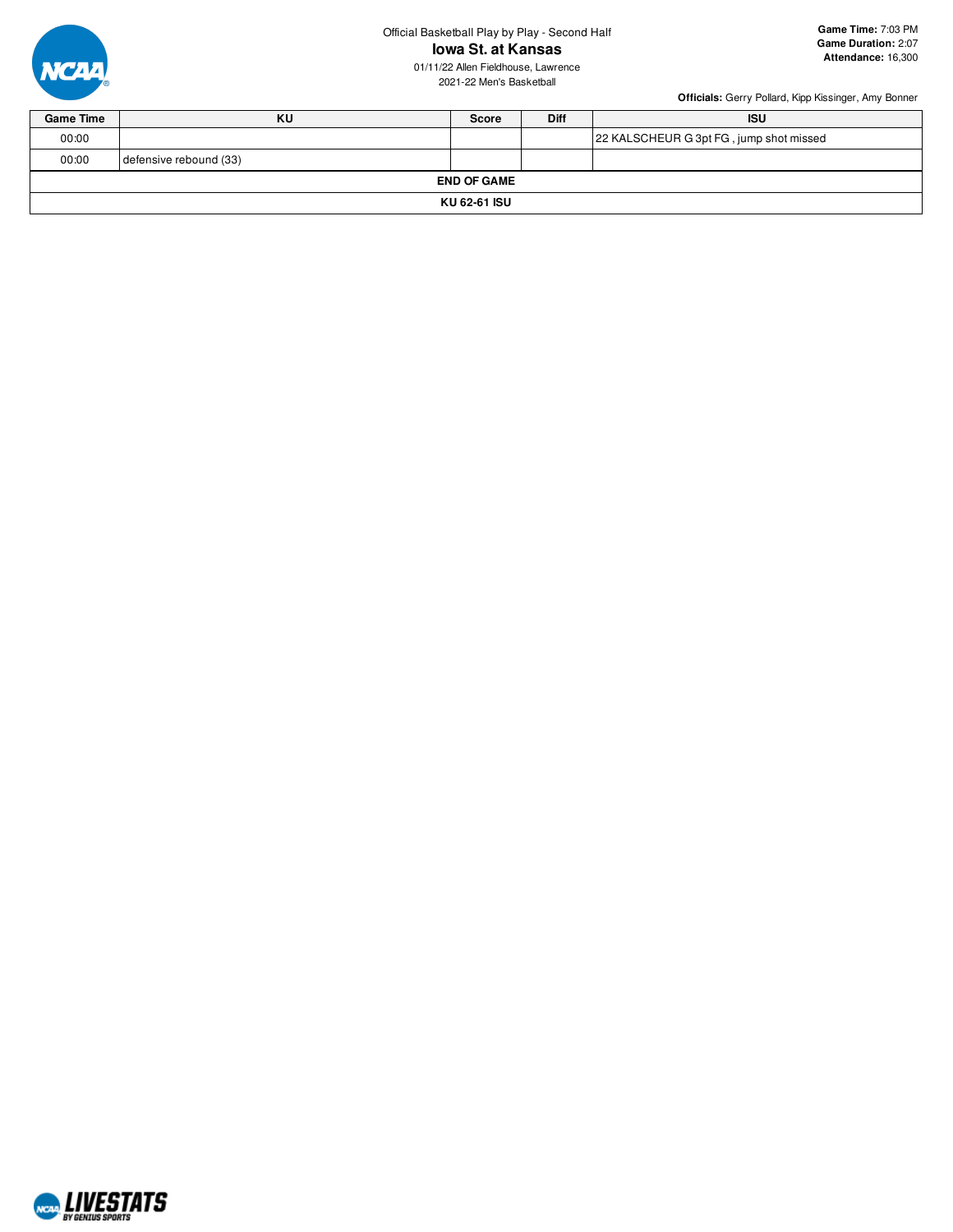Official Basketball Play by Play - Second Half

# Iowa St. at Kansas

01/11/22 Allen Fieldhouse, Lawrence

2021-22 Men's Basketball

**Game Time:** 7:03 PM
**Game Duration:** 2:07
**Attendance:** 16,300

**Officials:** Gerry Pollard, Kipp Kissinger, Amy Bonner

| Game Time | KU | Score | Diff | ISU |
|---|---|---|---|---|
| 00:00 | | | | 22 KALSCHEUR G 3pt FG , jump shot missed |
| 00:00 | defensive rebound (33) | | | |
| **END OF GAME** | | | | |
| **KU 62-61 ISU** | | | | |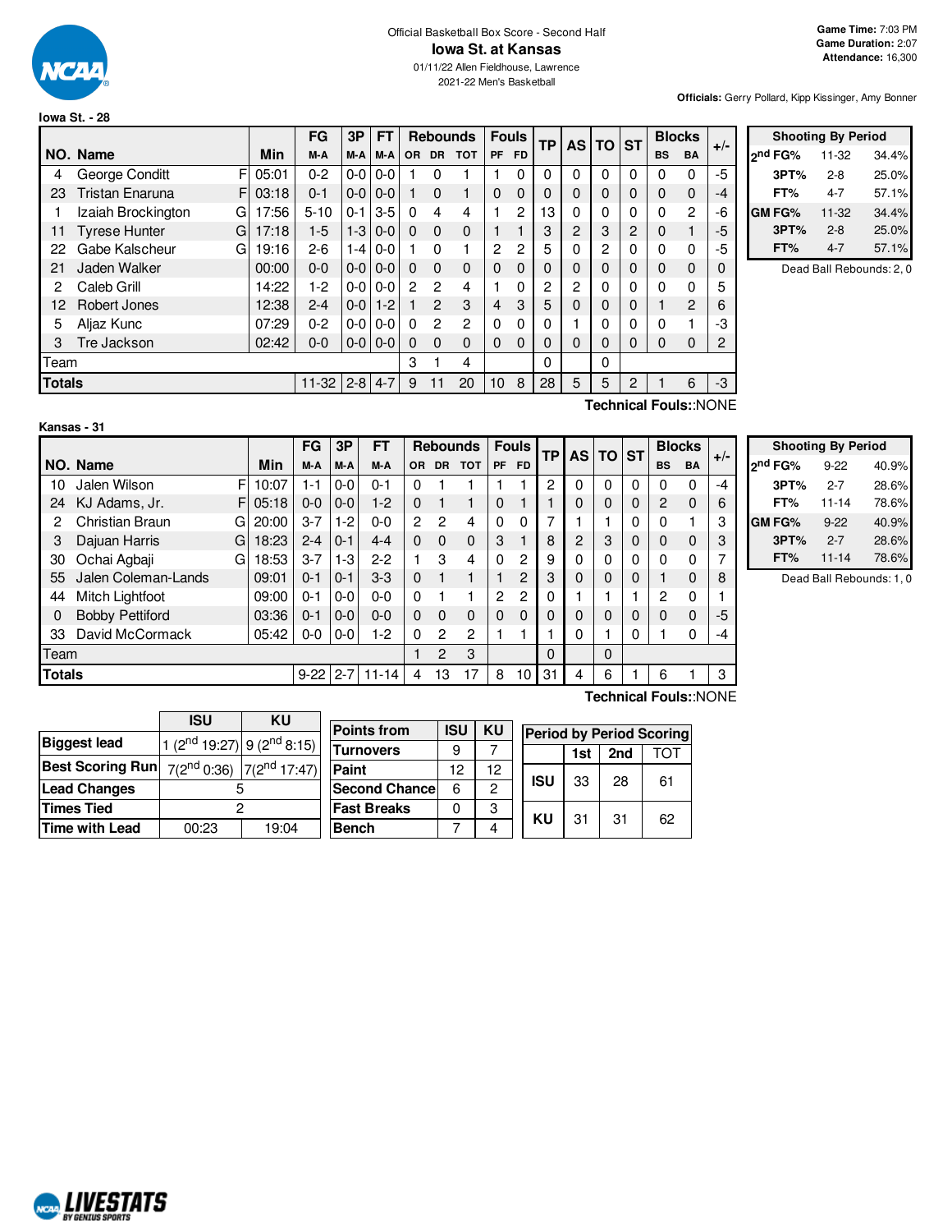Official Basketball Box Score - Second Half

# Iowa St. at Kansas

01/11/22 Allen Fieldhouse, Lawrence
2021-22 Men's Basketball

**Game Time:** 7:03 PM
**Game Duration:** 2:07
**Attendance:** 16,300

**Officials:** Gerry Pollard, Kipp Kissinger, Amy Bonner

## Iowa St. - 28

| NO. | Name | | Min | FG M-A | 3P M-A | FT M-A | OR | DR | TOT | PF | FD | TP | AS | TO | ST | BS | BA | +/- |
|---|---|---|---|---|---|---|---|---|---|---|---|---|---|---|---|---|---|---|
| 4 | George Conditt | F | 05:01 | 0-2 | 0-0 | 0-0 | 1 | 0 | 1 | 1 | 0 | 0 | 0 | 0 | 0 | 0 | 0 | -5 |
| 23 | Tristan Enaruna | F | 03:18 | 0-1 | 0-0 | 0-0 | 1 | 0 | 1 | 0 | 0 | 0 | 0 | 0 | 0 | 0 | 0 | -4 |
| 1 | Izaiah Brockington | G | 17:56 | 5-10 | 0-1 | 3-5 | 0 | 4 | 4 | 1 | 2 | 13 | 0 | 0 | 0 | 0 | 2 | -6 |
| 11 | Tyrese Hunter | G | 17:18 | 1-5 | 1-3 | 0-0 | 0 | 0 | 0 | 1 | 1 | 3 | 2 | 3 | 2 | 0 | 1 | -5 |
| 22 | Gabe Kalscheur | G | 19:16 | 2-6 | 1-4 | 0-0 | 1 | 0 | 1 | 2 | 2 | 5 | 0 | 2 | 0 | 0 | 0 | -5 |
| 21 | Jaden Walker | | 00:00 | 0-0 | 0-0 | 0-0 | 0 | 0 | 0 | 0 | 0 | 0 | 0 | 0 | 0 | 0 | 0 | 0 |
| 2 | Caleb Grill | | 14:22 | 1-2 | 0-0 | 0-0 | 2 | 2 | 4 | 1 | 0 | 2 | 2 | 0 | 0 | 0 | 0 | 5 |
| 12 | Robert Jones | | 12:38 | 2-4 | 0-0 | 1-2 | 1 | 2 | 3 | 4 | 3 | 5 | 0 | 0 | 0 | 1 | 2 | 6 |
| 5 | Aljaz Kunc | | 07:29 | 0-2 | 0-0 | 0-0 | 0 | 2 | 2 | 0 | 0 | 0 | 1 | 0 | 0 | 0 | 1 | -3 |
| 3 | Tre Jackson | | 02:42 | 0-0 | 0-0 | 0-0 | 0 | 0 | 0 | 0 | 0 | 0 | 0 | 0 | 0 | 0 | 0 | 2 |
| | Team | | | | | | 3 | 1 | 4 | | | 0 | | 0 | | | | |
| | **Totals** | | | 11-32 | 2-8 | 4-7 | 9 | 11 | 20 | 10 | 8 | 28 | 5 | 5 | 2 | 1 | 6 | -3 |

**Technical Fouls:**:NONE

| Shooting By Period | | |
|---|---|---|
| 2nd FG% | 11-32 | 34.4% |
| 3PT% | 2-8 | 25.0% |
| FT% | 4-7 | 57.1% |
| GM FG% | 11-32 | 34.4% |
| 3PT% | 2-8 | 25.0% |
| FT% | 4-7 | 57.1% |

Dead Ball Rebounds: 2, 0

## Kansas - 31

| NO. | Name | | Min | FG M-A | 3P M-A | FT M-A | OR | DR | TOT | PF | FD | TP | AS | TO | ST | BS | BA | +/- |
|---|---|---|---|---|---|---|---|---|---|---|---|---|---|---|---|---|---|---|
| 10 | Jalen Wilson | F | 10:07 | 1-1 | 0-0 | 0-1 | 0 | 1 | 1 | 1 | 1 | 2 | 0 | 0 | 0 | 0 | 0 | -4 |
| 24 | KJ Adams, Jr. | F | 05:18 | 0-0 | 0-0 | 1-2 | 0 | 1 | 1 | 0 | 1 | 1 | 0 | 0 | 0 | 2 | 0 | 6 |
| 2 | Christian Braun | G | 20:00 | 3-7 | 1-2 | 0-0 | 2 | 2 | 4 | 0 | 0 | 7 | 1 | 1 | 0 | 0 | 1 | 3 |
| 3 | Dajuan Harris | G | 18:23 | 2-4 | 0-1 | 4-4 | 0 | 0 | 0 | 3 | 1 | 8 | 2 | 3 | 0 | 0 | 0 | 3 |
| 30 | Ochai Agbaji | G | 18:53 | 3-7 | 1-3 | 2-2 | 1 | 3 | 4 | 0 | 2 | 9 | 0 | 0 | 0 | 0 | 0 | 7 |
| 55 | Jalen Coleman-Lands | | 09:01 | 0-1 | 0-1 | 3-3 | 0 | 1 | 1 | 1 | 2 | 3 | 0 | 0 | 0 | 1 | 0 | 8 |
| 44 | Mitch Lightfoot | | 09:00 | 0-1 | 0-0 | 0-0 | 0 | 1 | 1 | 2 | 2 | 0 | 1 | 1 | 1 | 2 | 0 | 1 |
| 0 | Bobby Pettiford | | 03:36 | 0-1 | 0-0 | 0-0 | 0 | 0 | 0 | 0 | 0 | 0 | 0 | 0 | 0 | 0 | 0 | -5 |
| 33 | David McCormack | | 05:42 | 0-0 | 0-0 | 1-2 | 0 | 2 | 2 | 1 | 1 | 1 | 0 | 1 | 0 | 1 | 0 | -4 |
| | Team | | | | | | 1 | 2 | 3 | | | 0 | | 0 | | | | |
| | **Totals** | | | 9-22 | 2-7 | 11-14 | 4 | 13 | 17 | 8 | 10 | 31 | 4 | 6 | 1 | 6 | 1 | 3 |

**Technical Fouls:**:NONE

| Shooting By Period | | |
|---|---|---|
| 2nd FG% | 9-22 | 40.9% |
| 3PT% | 2-7 | 28.6% |
| FT% | 11-14 | 78.6% |
| GM FG% | 9-22 | 40.9% |
| 3PT% | 2-7 | 28.6% |
| FT% | 11-14 | 78.6% |

Dead Ball Rebounds: 1, 0

| | ISU | KU |
|---|---|---|
| Biggest lead | 1 (2nd 19:27) | 9 (2nd 8:15) |
| Best Scoring Run | 7(2nd 0:36) | 7(2nd 17:47) |
| Lead Changes | 5 | |
| Times Tied | 2 | |
| Time with Lead | 00:23 | 19:04 |

| Points from | ISU | KU |
|---|---|---|
| Turnovers | 9 | 7 |
| Paint | 12 | 12 |
| Second Chance | 6 | 2 |
| Fast Breaks | 0 | 3 |
| Bench | 7 | 4 |

| Period by Period Scoring | 1st | 2nd | TOT |
|---|---|---|---|
| ISU | 33 | 28 | 61 |
| KU | 31 | 31 | 62 |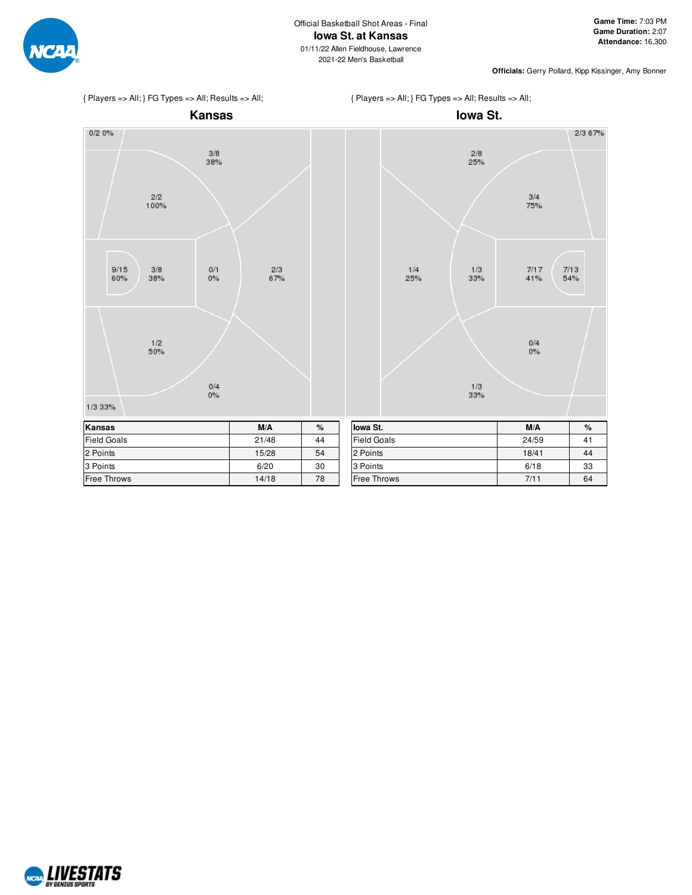Official Basketball Shot Areas - Final

# Iowa St. at Kansas

01/11/22 Allen Fieldhouse, Lawrence
2021-22 Men's Basketball

**Game Time:** 7:03 PM
**Game Duration:** 2:07
**Attendance:** 16,300

**Officials:** Gerry Pollard, Kipp Kissinger, Amy Bonner

{ Players => All; } FG Types => All; Results => All;

## Kansas

0/2 0%
3/8 38%
2/2 100%
9/15 60%
3/8 38%
0/1 0%
2/3 67%
1/2 50%
0/4 0%
1/3 33%

| Kansas | M/A | % |
|---|---|---|
| Field Goals | 21/48 | 44 |
| 2 Points | 15/28 | 54 |
| 3 Points | 6/20 | 30 |
| Free Throws | 14/18 | 78 |

{ Players => All; } FG Types => All; Results => All;

## Iowa St.

2/3 67%
2/8 25%
3/4 75%
1/4 25%
1/3 33%
7/17 41%
7/13 54%
0/4 0%
1/3 33%

| Iowa St. | M/A | % |
|---|---|---|
| Field Goals | 24/59 | 41 |
| 2 Points | 18/41 | 44 |
| 3 Points | 6/18 | 33 |
| Free Throws | 7/11 | 64 |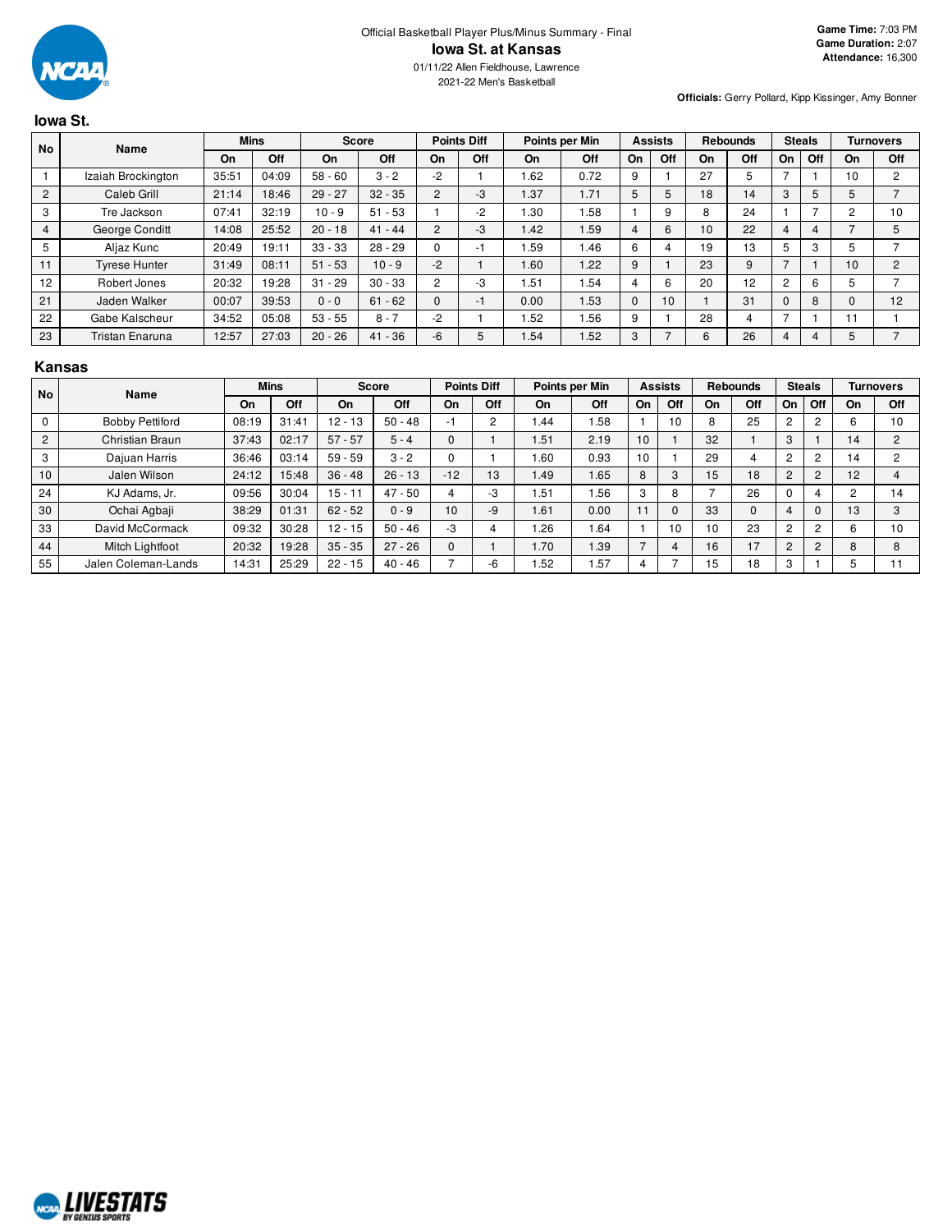Official Basketball Player Plus/Minus Summary - Final

# Iowa St. at Kansas

01/11/22 Allen Fieldhouse, Lawrence

2021-22 Men's Basketball

**Game Time:** 7:03 PM
**Game Duration:** 2:07
**Attendance:** 16,300

**Officials:** Gerry Pollard, Kipp Kissinger, Amy Bonner

## Iowa St.

| No | Name | Mins | | Score | | Points Diff | | Points per Min | | Assists | | Rebounds | | Steals | | Turnovers | |
|---|---|---|---|---|---|---|---|---|---|---|---|---|---|---|---|---|---|
| | | On | Off | On | Off | On | Off | On | Off | On | Off | On | Off | On | Off | On | Off |
| 1 | Izaiah Brockington | 35:51 | 04:09 | 58 - 60 | 3 - 2 | -2 | 1 | 1.62 | 0.72 | 9 | 1 | 27 | 5 | 7 | 1 | 10 | 2 |
| 2 | Caleb Grill | 21:14 | 18:46 | 29 - 27 | 32 - 35 | 2 | -3 | 1.37 | 1.71 | 5 | 5 | 18 | 14 | 3 | 5 | 5 | 7 |
| 3 | Tre Jackson | 07:41 | 32:19 | 10 - 9 | 51 - 53 | 1 | -2 | 1.30 | 1.58 | 1 | 9 | 8 | 24 | 1 | 7 | 2 | 10 |
| 4 | George Conditt | 14:08 | 25:52 | 20 - 18 | 41 - 44 | 2 | -3 | 1.42 | 1.59 | 4 | 6 | 10 | 22 | 4 | 4 | 7 | 5 |
| 5 | Aljaz Kunc | 20:49 | 19:11 | 33 - 33 | 28 - 29 | 0 | -1 | 1.59 | 1.46 | 6 | 4 | 19 | 13 | 5 | 3 | 5 | 7 |
| 11 | Tyrese Hunter | 31:49 | 08:11 | 51 - 53 | 10 - 9 | -2 | 1 | 1.60 | 1.22 | 9 | 1 | 23 | 9 | 7 | 1 | 10 | 2 |
| 12 | Robert Jones | 20:32 | 19:28 | 31 - 29 | 30 - 33 | 2 | -3 | 1.51 | 1.54 | 4 | 6 | 20 | 12 | 2 | 6 | 5 | 7 |
| 21 | Jaden Walker | 00:07 | 39:53 | 0 - 0 | 61 - 62 | 0 | -1 | 0.00 | 1.53 | 0 | 10 | 1 | 31 | 0 | 8 | 0 | 12 |
| 22 | Gabe Kalscheur | 34:52 | 05:08 | 53 - 55 | 8 - 7 | -2 | 1 | 1.52 | 1.56 | 9 | 1 | 28 | 4 | 7 | 1 | 11 | 1 |
| 23 | Tristan Enaruna | 12:57 | 27:03 | 20 - 26 | 41 - 36 | -6 | 5 | 1.54 | 1.52 | 3 | 7 | 6 | 26 | 4 | 4 | 5 | 7 |

## Kansas

| No | Name | Mins | | Score | | Points Diff | | Points per Min | | Assists | | Rebounds | | Steals | | Turnovers | |
|---|---|---|---|---|---|---|---|---|---|---|---|---|---|---|---|---|---|
| | | On | Off | On | Off | On | Off | On | Off | On | Off | On | Off | On | Off | On | Off |
| 0 | Bobby Pettiford | 08:19 | 31:41 | 12 - 13 | 50 - 48 | -1 | 2 | 1.44 | 1.58 | 1 | 10 | 8 | 25 | 2 | 2 | 6 | 10 |
| 2 | Christian Braun | 37:43 | 02:17 | 57 - 57 | 5 - 4 | 0 | 1 | 1.51 | 2.19 | 10 | 1 | 32 | 1 | 3 | 1 | 14 | 2 |
| 3 | Dajuan Harris | 36:46 | 03:14 | 59 - 59 | 3 - 2 | 0 | 1 | 1.60 | 0.93 | 10 | 1 | 29 | 4 | 2 | 2 | 14 | 2 |
| 10 | Jalen Wilson | 24:12 | 15:48 | 36 - 48 | 26 - 13 | -12 | 13 | 1.49 | 1.65 | 8 | 3 | 15 | 18 | 2 | 2 | 12 | 4 |
| 24 | KJ Adams, Jr. | 09:56 | 30:04 | 15 - 11 | 47 - 50 | 4 | -3 | 1.51 | 1.56 | 3 | 8 | 7 | 26 | 0 | 4 | 2 | 14 |
| 30 | Ochai Agbaji | 38:29 | 01:31 | 62 - 52 | 0 - 9 | 10 | -9 | 1.61 | 0.00 | 11 | 0 | 33 | 0 | 4 | 0 | 13 | 3 |
| 33 | David McCormack | 09:32 | 30:28 | 12 - 15 | 50 - 46 | -3 | 4 | 1.26 | 1.64 | 1 | 10 | 10 | 23 | 2 | 2 | 6 | 10 |
| 44 | Mitch Lightfoot | 20:32 | 19:28 | 35 - 35 | 27 - 26 | 0 | 1 | 1.70 | 1.39 | 7 | 4 | 16 | 17 | 2 | 2 | 8 | 8 |
| 55 | Jalen Coleman-Lands | 14:31 | 25:29 | 22 - 15 | 40 - 46 | 7 | -6 | 1.52 | 1.57 | 4 | 7 | 15 | 18 | 3 | 1 | 5 | 11 |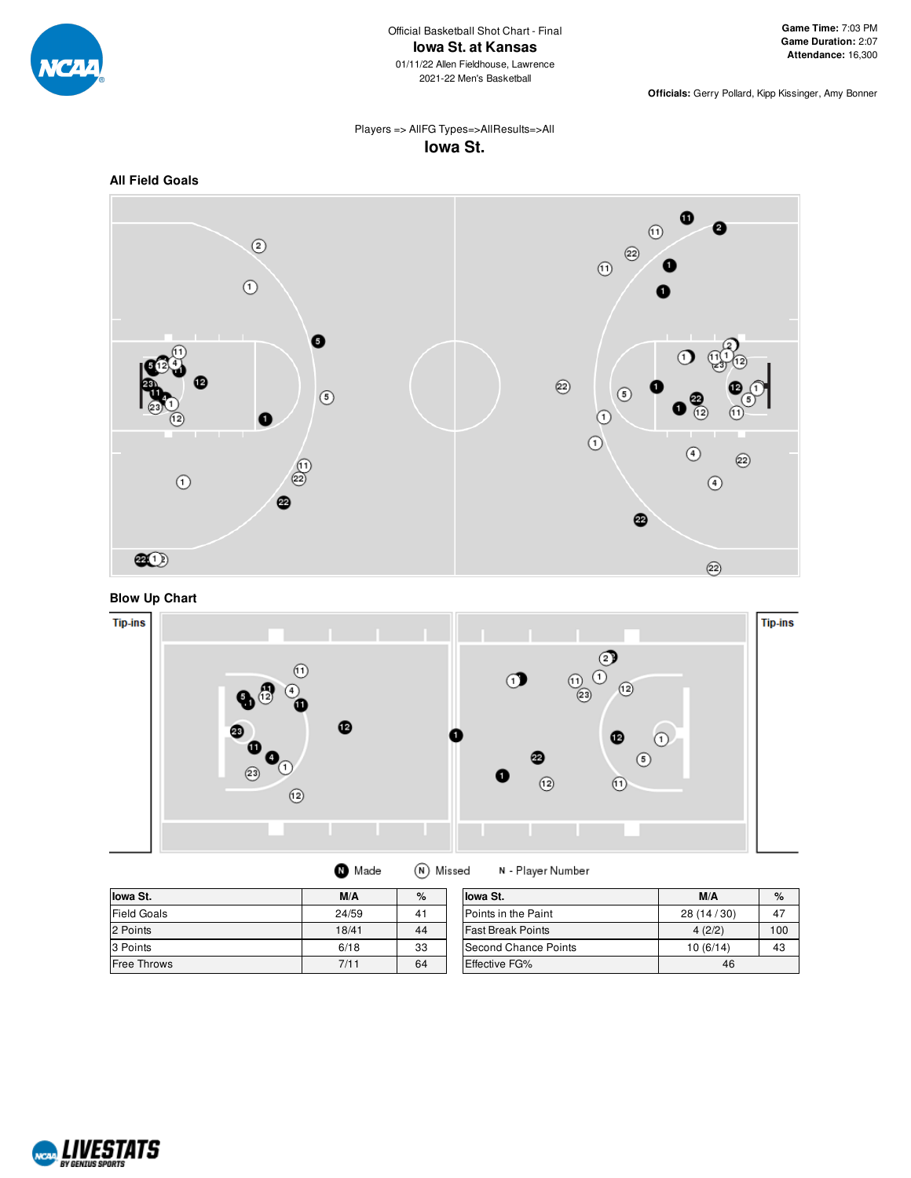Official Basketball Shot Chart - Final

# Iowa St. at Kansas

01/11/22 Allen Fieldhouse, Lawrence

2021-22 Men's Basketball

**Game Time:** 7:03 PM
**Game Duration:** 2:07
**Attendance:** 16,300

**Officials:** Gerry Pollard, Kipp Kissinger, Amy Bonner

Players => AllFG Types=>AllResults=>All

## Iowa St.

### All Field Goals

### Blow Up Chart

Tip-ins

Tip-ins

Made   Missed   N - Player Number

| Iowa St. | M/A | % |
|---|---|---|
| Field Goals | 24/59 | 41 |
| 2 Points | 18/41 | 44 |
| 3 Points | 6/18 | 33 |
| Free Throws | 7/11 | 64 |

| Iowa St. | M/A | % |
|---|---|---|
| Points in the Paint | 28 (14 / 30) | 47 |
| Fast Break Points | 4 (2/2) | 100 |
| Second Chance Points | 10 (6/14) | 43 |
| Effective FG% | 46 | |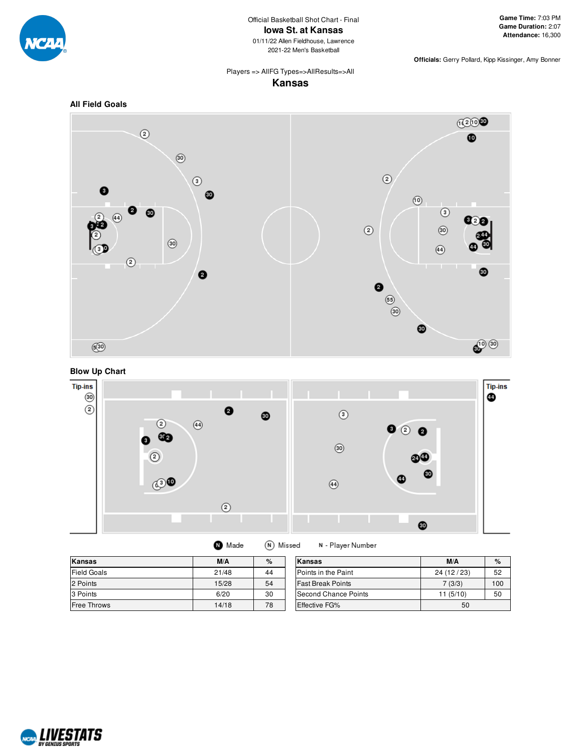Official Basketball Shot Chart - Final

# Iowa St. at Kansas

01/11/22 Allen Fieldhouse, Lawrence

2021-22 Men's Basketball

**Game Time:** 7:03 PM
**Game Duration:** 2:07
**Attendance:** 16,300

**Officials:** Gerry Pollard, Kipp Kissinger, Amy Bonner

Players => AllFG Types=>AllResults=>All

## Kansas

### All Field Goals

### Blow Up Chart

Tip-ins

Tip-ins

Made    Missed    N - Player Number

| Kansas | M/A | % |
|---|---|---|
| Field Goals | 21/48 | 44 |
| 2 Points | 15/28 | 54 |
| 3 Points | 6/20 | 30 |
| Free Throws | 14/18 | 78 |

| Kansas | M/A | % |
|---|---|---|
| Points in the Paint | 24 (12 / 23) | 52 |
| Fast Break Points | 7 (3/3) | 100 |
| Second Chance Points | 11 (5/10) | 50 |
| Effective FG% | 50 | |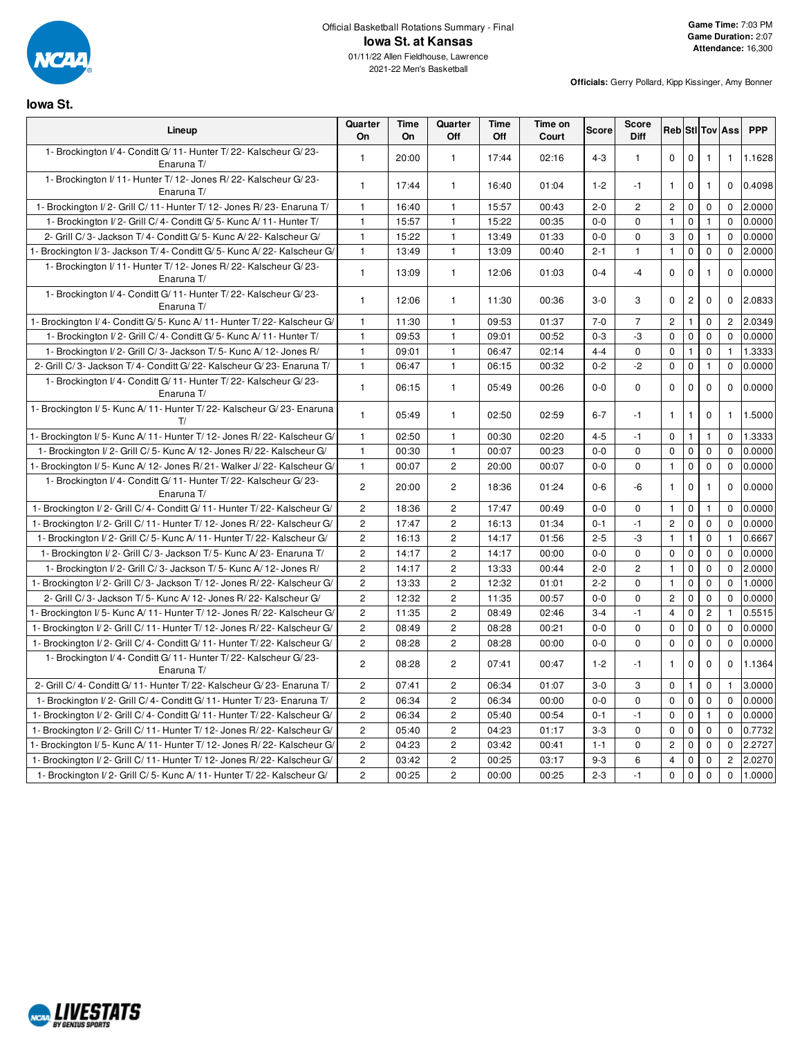Official Basketball Rotations Summary - Final

# Iowa St. at Kansas

01/11/22 Allen Fieldhouse, Lawrence

2021-22 Men's Basketball

**Game Time:** 7:03 PM
**Game Duration:** 2:07
**Attendance:** 16,300

**Officials:** Gerry Pollard, Kipp Kissinger, Amy Bonner

## Iowa St.

| Lineup | Quarter On | Time On | Quarter Off | Time Off | Time on Court | Score | Score Diff | Reb | Stl | Tov | Ass | PPP |
|---|---|---|---|---|---|---|---|---|---|---|---|---|
| 1- Brockington I/ 4- Conditt G/ 11- Hunter T/ 22- Kalscheur G/ 23- Enaruna T/ | 1 | 20:00 | 1 | 17:44 | 02:16 | 4-3 | 1 | 0 | 0 | 1 | 1 | 1.1628 |
| 1- Brockington I/ 11- Hunter T/ 12- Jones R/ 22- Kalscheur G/ 23- Enaruna T/ | 1 | 17:44 | 1 | 16:40 | 01:04 | 1-2 | -1 | 1 | 0 | 1 | 0 | 0.4098 |
| 1- Brockington I/ 2- Grill C/ 11- Hunter T/ 12- Jones R/ 23- Enaruna T/ | 1 | 16:40 | 1 | 15:57 | 00:43 | 2-0 | 2 | 2 | 0 | 0 | 0 | 2.0000 |
| 1- Brockington I/ 2- Grill C/ 4- Conditt G/ 5- Kunc A/ 11- Hunter T/ | 1 | 15:57 | 1 | 15:22 | 00:35 | 0-0 | 0 | 1 | 0 | 1 | 0 | 0.0000 |
| 2- Grill C/ 3- Jackson T/ 4- Conditt G/ 5- Kunc A/ 22- Kalscheur G/ | 1 | 15:22 | 1 | 13:49 | 01:33 | 0-0 | 0 | 3 | 0 | 1 | 0 | 0.0000 |
| 1- Brockington I/ 3- Jackson T/ 4- Conditt G/ 5- Kunc A/ 22- Kalscheur G/ | 1 | 13:49 | 1 | 13:09 | 00:40 | 2-1 | 1 | 1 | 0 | 0 | 0 | 2.0000 |
| 1- Brockington I/ 11- Hunter T/ 12- Jones R/ 22- Kalscheur G/ 23- Enaruna T/ | 1 | 13:09 | 1 | 12:06 | 01:03 | 0-4 | -4 | 0 | 0 | 1 | 0 | 0.0000 |
| 1- Brockington I/ 4- Conditt G/ 11- Hunter T/ 22- Kalscheur G/ 23- Enaruna T/ | 1 | 12:06 | 1 | 11:30 | 00:36 | 3-0 | 3 | 0 | 2 | 0 | 0 | 2.0833 |
| 1- Brockington I/ 4- Conditt G/ 5- Kunc A/ 11- Hunter T/ 22- Kalscheur G/ | 1 | 11:30 | 1 | 09:53 | 01:37 | 7-0 | 7 | 2 | 1 | 0 | 2 | 2.0349 |
| 1- Brockington I/ 2- Grill C/ 4- Conditt G/ 5- Kunc A/ 11- Hunter T/ | 1 | 09:53 | 1 | 09:01 | 00:52 | 0-3 | -3 | 0 | 0 | 0 | 0 | 0.0000 |
| 1- Brockington I/ 2- Grill C/ 3- Jackson T/ 5- Kunc A/ 12- Jones R/ | 1 | 09:01 | 1 | 06:47 | 02:14 | 4-4 | 0 | 0 | 1 | 0 | 1 | 1.3333 |
| 2- Grill C/ 3- Jackson T/ 4- Conditt G/ 22- Kalscheur G/ 23- Enaruna T/ | 1 | 06:47 | 1 | 06:15 | 00:32 | 0-2 | -2 | 0 | 0 | 1 | 0 | 0.0000 |
| 1- Brockington I/ 4- Conditt G/ 11- Hunter T/ 22- Kalscheur G/ 23- Enaruna T/ | 1 | 06:15 | 1 | 05:49 | 00:26 | 0-0 | 0 | 0 | 0 | 0 | 0 | 0.0000 |
| 1- Brockington I/ 5- Kunc A/ 11- Hunter T/ 22- Kalscheur G/ 23- Enaruna T/ | 1 | 05:49 | 1 | 02:50 | 02:59 | 6-7 | -1 | 1 | 1 | 0 | 1 | 1.5000 |
| 1- Brockington I/ 5- Kunc A/ 11- Hunter T/ 12- Jones R/ 22- Kalscheur G/ | 1 | 02:50 | 1 | 00:30 | 02:20 | 4-5 | -1 | 0 | 1 | 1 | 0 | 1.3333 |
| 1- Brockington I/ 2- Grill C/ 5- Kunc A/ 12- Jones R/ 22- Kalscheur G/ | 1 | 00:30 | 1 | 00:07 | 00:23 | 0-0 | 0 | 0 | 0 | 0 | 0 | 0.0000 |
| 1- Brockington I/ 5- Kunc A/ 12- Jones R/ 21- Walker J/ 22- Kalscheur G/ | 1 | 00:07 | 2 | 20:00 | 00:07 | 0-0 | 0 | 1 | 0 | 0 | 0 | 0.0000 |
| 1- Brockington I/ 4- Conditt G/ 11- Hunter T/ 22- Kalscheur G/ 23- Enaruna T/ | 2 | 20:00 | 2 | 18:36 | 01:24 | 0-6 | -6 | 1 | 0 | 1 | 0 | 0.0000 |
| 1- Brockington I/ 2- Grill C/ 4- Conditt G/ 11- Hunter T/ 22- Kalscheur G/ | 2 | 18:36 | 2 | 17:47 | 00:49 | 0-0 | 0 | 1 | 0 | 1 | 0 | 0.0000 |
| 1- Brockington I/ 2- Grill C/ 11- Hunter T/ 12- Jones R/ 22- Kalscheur G/ | 2 | 17:47 | 2 | 16:13 | 01:34 | 0-1 | -1 | 2 | 0 | 0 | 0 | 0.0000 |
| 1- Brockington I/ 2- Grill C/ 5- Kunc A/ 11- Hunter T/ 22- Kalscheur G/ | 2 | 16:13 | 2 | 14:17 | 01:56 | 2-5 | -3 | 1 | 1 | 0 | 1 | 0.6667 |
| 1- Brockington I/ 2- Grill C/ 3- Jackson T/ 5- Kunc A/ 23- Enaruna T/ | 2 | 14:17 | 2 | 14:17 | 00:00 | 0-0 | 0 | 0 | 0 | 0 | 0 | 0.0000 |
| 1- Brockington I/ 2- Grill C/ 3- Jackson T/ 5- Kunc A/ 12- Jones R/ | 2 | 14:17 | 2 | 13:33 | 00:44 | 2-0 | 2 | 1 | 0 | 0 | 0 | 2.0000 |
| 1- Brockington I/ 2- Grill C/ 3- Jackson T/ 12- Jones R/ 22- Kalscheur G/ | 2 | 13:33 | 2 | 12:32 | 01:01 | 2-2 | 0 | 1 | 0 | 0 | 0 | 1.0000 |
| 2- Grill C/ 3- Jackson T/ 5- Kunc A/ 12- Jones R/ 22- Kalscheur G/ | 2 | 12:32 | 2 | 11:35 | 00:57 | 0-0 | 0 | 2 | 0 | 0 | 0 | 0.0000 |
| 1- Brockington I/ 5- Kunc A/ 11- Hunter T/ 12- Jones R/ 22- Kalscheur G/ | 2 | 11:35 | 2 | 08:49 | 02:46 | 3-4 | -1 | 4 | 0 | 2 | 1 | 0.5515 |
| 1- Brockington I/ 2- Grill C/ 11- Hunter T/ 12- Jones R/ 22- Kalscheur G/ | 2 | 08:49 | 2 | 08:28 | 00:21 | 0-0 | 0 | 0 | 0 | 0 | 0 | 0.0000 |
| 1- Brockington I/ 2- Grill C/ 4- Conditt G/ 11- Hunter T/ 22- Kalscheur G/ | 2 | 08:28 | 2 | 08:28 | 00:00 | 0-0 | 0 | 0 | 0 | 0 | 0 | 0.0000 |
| 1- Brockington I/ 4- Conditt G/ 11- Hunter T/ 22- Kalscheur G/ 23- Enaruna T/ | 2 | 08:28 | 2 | 07:41 | 00:47 | 1-2 | -1 | 1 | 0 | 0 | 0 | 1.1364 |
| 2- Grill C/ 4- Conditt G/ 11- Hunter T/ 22- Kalscheur G/ 23- Enaruna T/ | 2 | 07:41 | 2 | 06:34 | 01:07 | 3-0 | 3 | 0 | 1 | 0 | 1 | 3.0000 |
| 1- Brockington I/ 2- Grill C/ 4- Conditt G/ 11- Hunter T/ 23- Enaruna T/ | 2 | 06:34 | 2 | 06:34 | 00:00 | 0-0 | 0 | 0 | 0 | 0 | 0 | 0.0000 |
| 1- Brockington I/ 2- Grill C/ 4- Conditt G/ 11- Hunter T/ 22- Kalscheur G/ | 2 | 06:34 | 2 | 05:40 | 00:54 | 0-1 | -1 | 0 | 0 | 1 | 0 | 0.0000 |
| 1- Brockington I/ 2- Grill C/ 11- Hunter T/ 12- Jones R/ 22- Kalscheur G/ | 2 | 05:40 | 2 | 04:23 | 01:17 | 3-3 | 0 | 0 | 0 | 0 | 0 | 0.7732 |
| 1- Brockington I/ 5- Kunc A/ 11- Hunter T/ 12- Jones R/ 22- Kalscheur G/ | 2 | 04:23 | 2 | 03:42 | 00:41 | 1-1 | 0 | 2 | 0 | 0 | 0 | 2.2727 |
| 1- Brockington I/ 2- Grill C/ 11- Hunter T/ 12- Jones R/ 22- Kalscheur G/ | 2 | 03:42 | 2 | 00:25 | 03:17 | 9-3 | 6 | 4 | 0 | 0 | 2 | 2.0270 |
| 1- Brockington I/ 2- Grill C/ 5- Kunc A/ 11- Hunter T/ 22- Kalscheur G/ | 2 | 00:25 | 2 | 00:00 | 00:25 | 2-3 | -1 | 0 | 0 | 0 | 0 | 1.0000 |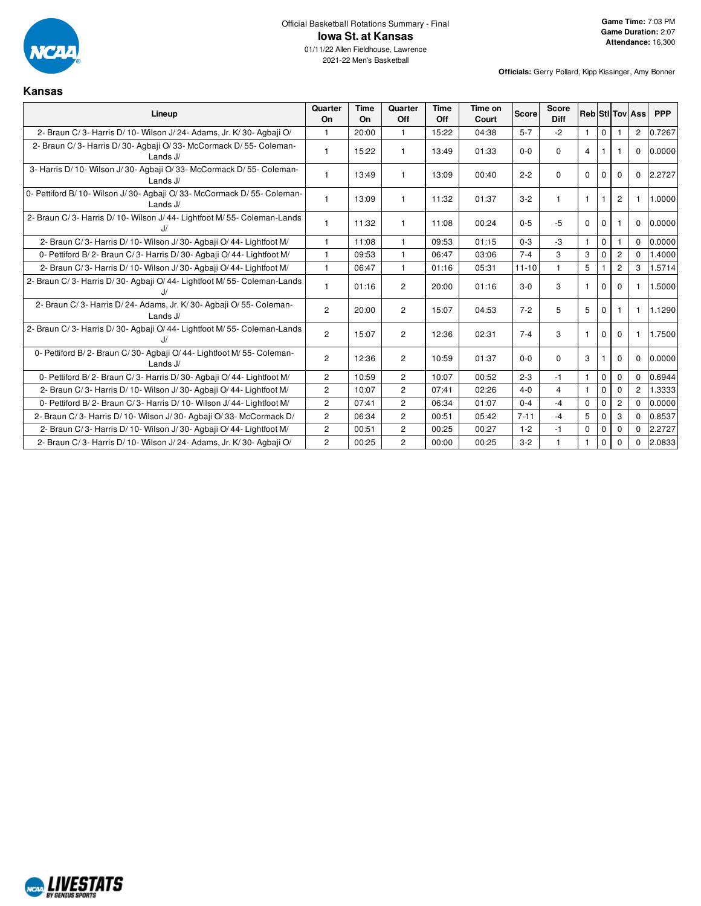Official Basketball Rotations Summary - Final

# Iowa St. at Kansas

01/11/22 Allen Fieldhouse, Lawrence

2021-22 Men's Basketball

**Game Time:** 7:03 PM
**Game Duration:** 2:07
**Attendance:** 16,300

**Officials:** Gerry Pollard, Kipp Kissinger, Amy Bonner

## Kansas

| Lineup | Quarter On | Time On | Quarter Off | Time Off | Time on Court | Score | Score Diff | Reb | Stl | Tov | Ass | PPP |
|---|---|---|---|---|---|---|---|---|---|---|---|---|
| 2- Braun C/ 3- Harris D/ 10- Wilson J/ 24- Adams, Jr. K/ 30- Agbaji O/ | 1 | 20:00 | 1 | 15:22 | 04:38 | 5-7 | -2 | 1 | 0 | 1 | 2 | 0.7267 |
| 2- Braun C/ 3- Harris D/ 30- Agbaji O/ 33- McCormack D/ 55- Coleman-Lands J/ | 1 | 15:22 | 1 | 13:49 | 01:33 | 0-0 | 0 | 4 | 1 | 1 | 0 | 0.0000 |
| 3- Harris D/ 10- Wilson J/ 30- Agbaji O/ 33- McCormack D/ 55- Coleman-Lands J/ | 1 | 13:49 | 1 | 13:09 | 00:40 | 2-2 | 0 | 0 | 0 | 0 | 0 | 2.2727 |
| 0- Pettiford B/ 10- Wilson J/ 30- Agbaji O/ 33- McCormack D/ 55- Coleman-Lands J/ | 1 | 13:09 | 1 | 11:32 | 01:37 | 3-2 | 1 | 1 | 1 | 2 | 1 | 1.0000 |
| 2- Braun C/ 3- Harris D/ 10- Wilson J/ 44- Lightfoot M/ 55- Coleman-Lands J/ | 1 | 11:32 | 1 | 11:08 | 00:24 | 0-5 | -5 | 0 | 0 | 1 | 0 | 0.0000 |
| 2- Braun C/ 3- Harris D/ 10- Wilson J/ 30- Agbaji O/ 44- Lightfoot M/ | 1 | 11:08 | 1 | 09:53 | 01:15 | 0-3 | -3 | 1 | 0 | 1 | 0 | 0.0000 |
| 0- Pettiford B/ 2- Braun C/ 3- Harris D/ 30- Agbaji O/ 44- Lightfoot M/ | 1 | 09:53 | 1 | 06:47 | 03:06 | 7-4 | 3 | 3 | 0 | 2 | 0 | 1.4000 |
| 2- Braun C/ 3- Harris D/ 10- Wilson J/ 30- Agbaji O/ 44- Lightfoot M/ | 1 | 06:47 | 1 | 01:16 | 05:31 | 11-10 | 1 | 5 | 1 | 2 | 3 | 1.5714 |
| 2- Braun C/ 3- Harris D/ 30- Agbaji O/ 44- Lightfoot M/ 55- Coleman-Lands J/ | 1 | 01:16 | 2 | 20:00 | 01:16 | 3-0 | 3 | 1 | 0 | 0 | 1 | 1.5000 |
| 2- Braun C/ 3- Harris D/ 24- Adams, Jr. K/ 30- Agbaji O/ 55- Coleman-Lands J/ | 2 | 20:00 | 2 | 15:07 | 04:53 | 7-2 | 5 | 5 | 0 | 1 | 1 | 1.1290 |
| 2- Braun C/ 3- Harris D/ 30- Agbaji O/ 44- Lightfoot M/ 55- Coleman-Lands J/ | 2 | 15:07 | 2 | 12:36 | 02:31 | 7-4 | 3 | 1 | 0 | 0 | 1 | 1.7500 |
| 0- Pettiford B/ 2- Braun C/ 30- Agbaji O/ 44- Lightfoot M/ 55- Coleman-Lands J/ | 2 | 12:36 | 2 | 10:59 | 01:37 | 0-0 | 0 | 3 | 1 | 0 | 0 | 0.0000 |
| 0- Pettiford B/ 2- Braun C/ 3- Harris D/ 30- Agbaji O/ 44- Lightfoot M/ | 2 | 10:59 | 2 | 10:07 | 00:52 | 2-3 | -1 | 1 | 0 | 0 | 0 | 0.6944 |
| 2- Braun C/ 3- Harris D/ 10- Wilson J/ 30- Agbaji O/ 44- Lightfoot M/ | 2 | 10:07 | 2 | 07:41 | 02:26 | 4-0 | 4 | 1 | 0 | 0 | 2 | 1.3333 |
| 0- Pettiford B/ 2- Braun C/ 3- Harris D/ 10- Wilson J/ 44- Lightfoot M/ | 2 | 07:41 | 2 | 06:34 | 01:07 | 0-4 | -4 | 0 | 0 | 2 | 0 | 0.0000 |
| 2- Braun C/ 3- Harris D/ 10- Wilson J/ 30- Agbaji O/ 33- McCormack D/ | 2 | 06:34 | 2 | 00:51 | 05:42 | 7-11 | -4 | 5 | 0 | 3 | 0 | 0.8537 |
| 2- Braun C/ 3- Harris D/ 10- Wilson J/ 30- Agbaji O/ 44- Lightfoot M/ | 2 | 00:51 | 2 | 00:25 | 00:27 | 1-2 | -1 | 0 | 0 | 0 | 0 | 2.2727 |
| 2- Braun C/ 3- Harris D/ 10- Wilson J/ 24- Adams, Jr. K/ 30- Agbaji O/ | 2 | 00:25 | 2 | 00:00 | 00:25 | 3-2 | 1 | 1 | 0 | 0 | 0 | 2.0833 |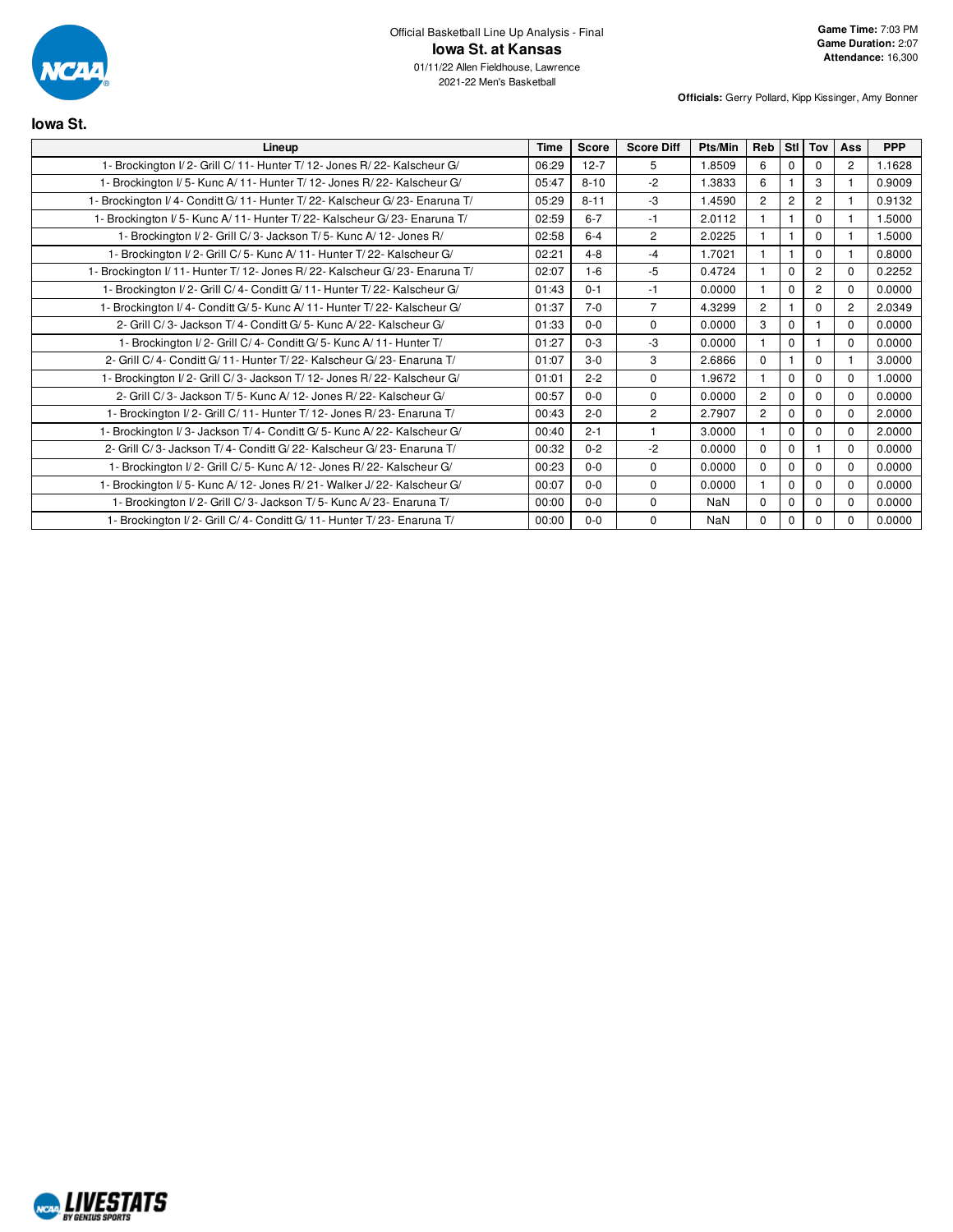Official Basketball Line Up Analysis - Final

# Iowa St. at Kansas

01/11/22 Allen Fieldhouse, Lawrence
2021-22 Men's Basketball

**Game Time:** 7:03 PM
**Game Duration:** 2:07
**Attendance:** 16,300

**Officials:** Gerry Pollard, Kipp Kissinger, Amy Bonner

## Iowa St.

| Lineup | Time | Score | Score Diff | Pts/Min | Reb | Stl | Tov | Ass | PPP |
|---|---|---|---|---|---|---|---|---|---|
| 1- Brockington I/ 2- Grill C/ 11- Hunter T/ 12- Jones R/ 22- Kalscheur G/ | 06:29 | 12-7 | 5 | 1.8509 | 6 | 0 | 0 | 2 | 1.1628 |
| 1- Brockington I/ 5- Kunc A/ 11- Hunter T/ 12- Jones R/ 22- Kalscheur G/ | 05:47 | 8-10 | -2 | 1.3833 | 6 | 1 | 3 | 1 | 0.9009 |
| 1- Brockington I/ 4- Conditt G/ 11- Hunter T/ 22- Kalscheur G/ 23- Enaruna T/ | 05:29 | 8-11 | -3 | 1.4590 | 2 | 2 | 2 | 1 | 0.9132 |
| 1- Brockington I/ 5- Kunc A/ 11- Hunter T/ 22- Kalscheur G/ 23- Enaruna T/ | 02:59 | 6-7 | -1 | 2.0112 | 1 | 1 | 0 | 1 | 1.5000 |
| 1- Brockington I/ 2- Grill C/ 3- Jackson T/ 5- Kunc A/ 12- Jones R/ | 02:58 | 6-4 | 2 | 2.0225 | 1 | 1 | 0 | 1 | 1.5000 |
| 1- Brockington I/ 2- Grill C/ 5- Kunc A/ 11- Hunter T/ 22- Kalscheur G/ | 02:21 | 4-8 | -4 | 1.7021 | 1 | 1 | 0 | 1 | 0.8000 |
| 1- Brockington I/ 11- Hunter T/ 12- Jones R/ 22- Kalscheur G/ 23- Enaruna T/ | 02:07 | 1-6 | -5 | 0.4724 | 1 | 0 | 2 | 0 | 0.2252 |
| 1- Brockington I/ 2- Grill C/ 4- Conditt G/ 11- Hunter T/ 22- Kalscheur G/ | 01:43 | 0-1 | -1 | 0.0000 | 1 | 0 | 2 | 0 | 0.0000 |
| 1- Brockington I/ 4- Conditt G/ 5- Kunc A/ 11- Hunter T/ 22- Kalscheur G/ | 01:37 | 7-0 | 7 | 4.3299 | 2 | 1 | 0 | 2 | 2.0349 |
| 2- Grill C/ 3- Jackson T/ 4- Conditt G/ 5- Kunc A/ 22- Kalscheur G/ | 01:33 | 0-0 | 0 | 0.0000 | 3 | 0 | 1 | 0 | 0.0000 |
| 1- Brockington I/ 2- Grill C/ 4- Conditt G/ 5- Kunc A/ 11- Hunter T/ | 01:27 | 0-3 | -3 | 0.0000 | 1 | 0 | 1 | 0 | 0.0000 |
| 2- Grill C/ 4- Conditt G/ 11- Hunter T/ 22- Kalscheur G/ 23- Enaruna T/ | 01:07 | 3-0 | 3 | 2.6866 | 0 | 1 | 0 | 1 | 3.0000 |
| 1- Brockington I/ 2- Grill C/ 3- Jackson T/ 12- Jones R/ 22- Kalscheur G/ | 01:01 | 2-2 | 0 | 1.9672 | 1 | 0 | 0 | 0 | 1.0000 |
| 2- Grill C/ 3- Jackson T/ 5- Kunc A/ 12- Jones R/ 22- Kalscheur G/ | 00:57 | 0-0 | 0 | 0.0000 | 2 | 0 | 0 | 0 | 0.0000 |
| 1- Brockington I/ 2- Grill C/ 11- Hunter T/ 12- Jones R/ 23- Enaruna T/ | 00:43 | 2-0 | 2 | 2.7907 | 2 | 0 | 0 | 0 | 2.0000 |
| 1- Brockington I/ 3- Jackson T/ 4- Conditt G/ 5- Kunc A/ 22- Kalscheur G/ | 00:40 | 2-1 | 1 | 3.0000 | 1 | 0 | 0 | 0 | 2.0000 |
| 2- Grill C/ 3- Jackson T/ 4- Conditt G/ 22- Kalscheur G/ 23- Enaruna T/ | 00:32 | 0-2 | -2 | 0.0000 | 0 | 0 | 1 | 0 | 0.0000 |
| 1- Brockington I/ 2- Grill C/ 5- Kunc A/ 12- Jones R/ 22- Kalscheur G/ | 00:23 | 0-0 | 0 | 0.0000 | 0 | 0 | 0 | 0 | 0.0000 |
| 1- Brockington I/ 5- Kunc A/ 12- Jones R/ 21- Walker J/ 22- Kalscheur G/ | 00:07 | 0-0 | 0 | 0.0000 | 1 | 0 | 0 | 0 | 0.0000 |
| 1- Brockington I/ 2- Grill C/ 3- Jackson T/ 5- Kunc A/ 23- Enaruna T/ | 00:00 | 0-0 | 0 | NaN | 0 | 0 | 0 | 0 | 0.0000 |
| 1- Brockington I/ 2- Grill C/ 4- Conditt G/ 11- Hunter T/ 23- Enaruna T/ | 00:00 | 0-0 | 0 | NaN | 0 | 0 | 0 | 0 | 0.0000 |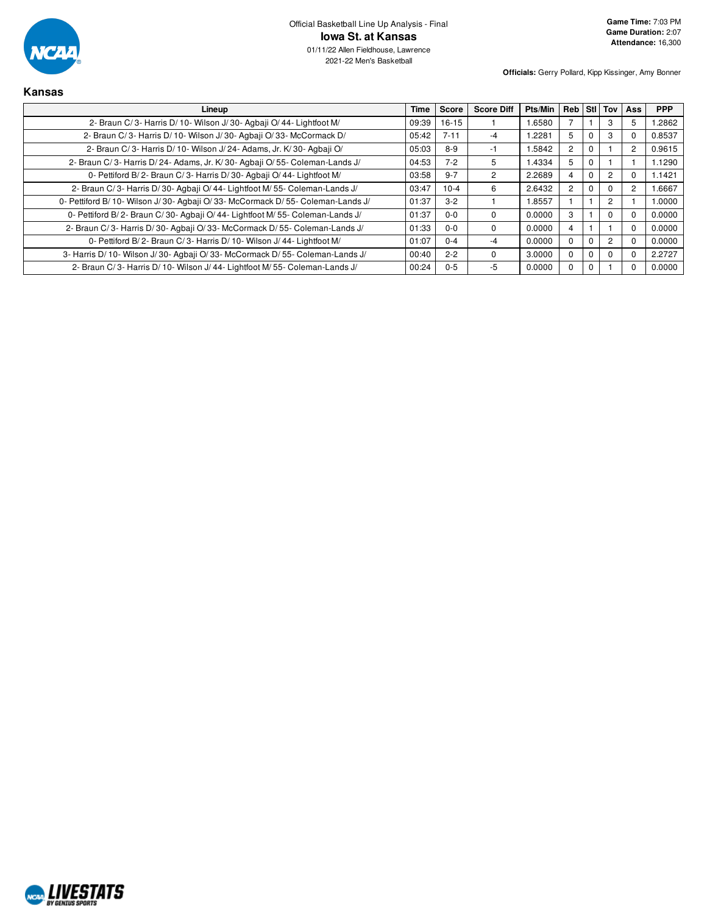Official Basketball Line Up Analysis - Final

# Iowa St. at Kansas

01/11/22 Allen Fieldhouse, Lawrence
2021-22 Men's Basketball

**Game Time:** 7:03 PM
**Game Duration:** 2:07
**Attendance:** 16,300

**Officials:** Gerry Pollard, Kipp Kissinger, Amy Bonner

## Kansas

| Lineup | Time | Score | Score Diff | Pts/Min | Reb | Stl | Tov | Ass | PPP |
|---|---|---|---|---|---|---|---|---|---|
| 2- Braun C/ 3- Harris D/ 10- Wilson J/ 30- Agbaji O/ 44- Lightfoot M/ | 09:39 | 16-15 | 1 | 1.6580 | 7 | 1 | 3 | 5 | 1.2862 |
| 2- Braun C/ 3- Harris D/ 10- Wilson J/ 30- Agbaji O/ 33- McCormack D/ | 05:42 | 7-11 | -4 | 1.2281 | 5 | 0 | 3 | 0 | 0.8537 |
| 2- Braun C/ 3- Harris D/ 10- Wilson J/ 24- Adams, Jr. K/ 30- Agbaji O/ | 05:03 | 8-9 | -1 | 1.5842 | 2 | 0 | 1 | 2 | 0.9615 |
| 2- Braun C/ 3- Harris D/ 24- Adams, Jr. K/ 30- Agbaji O/ 55- Coleman-Lands J/ | 04:53 | 7-2 | 5 | 1.4334 | 5 | 0 | 1 | 1 | 1.1290 |
| 0- Pettiford B/ 2- Braun C/ 3- Harris D/ 30- Agbaji O/ 44- Lightfoot M/ | 03:58 | 9-7 | 2 | 2.2689 | 4 | 0 | 2 | 0 | 1.1421 |
| 2- Braun C/ 3- Harris D/ 30- Agbaji O/ 44- Lightfoot M/ 55- Coleman-Lands J/ | 03:47 | 10-4 | 6 | 2.6432 | 2 | 0 | 0 | 2 | 1.6667 |
| 0- Pettiford B/ 10- Wilson J/ 30- Agbaji O/ 33- McCormack D/ 55- Coleman-Lands J/ | 01:37 | 3-2 | 1 | 1.8557 | 1 | 1 | 2 | 1 | 1.0000 |
| 0- Pettiford B/ 2- Braun C/ 30- Agbaji O/ 44- Lightfoot M/ 55- Coleman-Lands J/ | 01:37 | 0-0 | 0 | 0.0000 | 3 | 1 | 0 | 0 | 0.0000 |
| 2- Braun C/ 3- Harris D/ 30- Agbaji O/ 33- McCormack D/ 55- Coleman-Lands J/ | 01:33 | 0-0 | 0 | 0.0000 | 4 | 1 | 1 | 0 | 0.0000 |
| 0- Pettiford B/ 2- Braun C/ 3- Harris D/ 10- Wilson J/ 44- Lightfoot M/ | 01:07 | 0-4 | -4 | 0.0000 | 0 | 0 | 2 | 0 | 0.0000 |
| 3- Harris D/ 10- Wilson J/ 30- Agbaji O/ 33- McCormack D/ 55- Coleman-Lands J/ | 00:40 | 2-2 | 0 | 3.0000 | 0 | 0 | 0 | 0 | 2.2727 |
| 2- Braun C/ 3- Harris D/ 10- Wilson J/ 44- Lightfoot M/ 55- Coleman-Lands J/ | 00:24 | 0-5 | -5 | 0.0000 | 0 | 0 | 1 | 0 | 0.0000 |